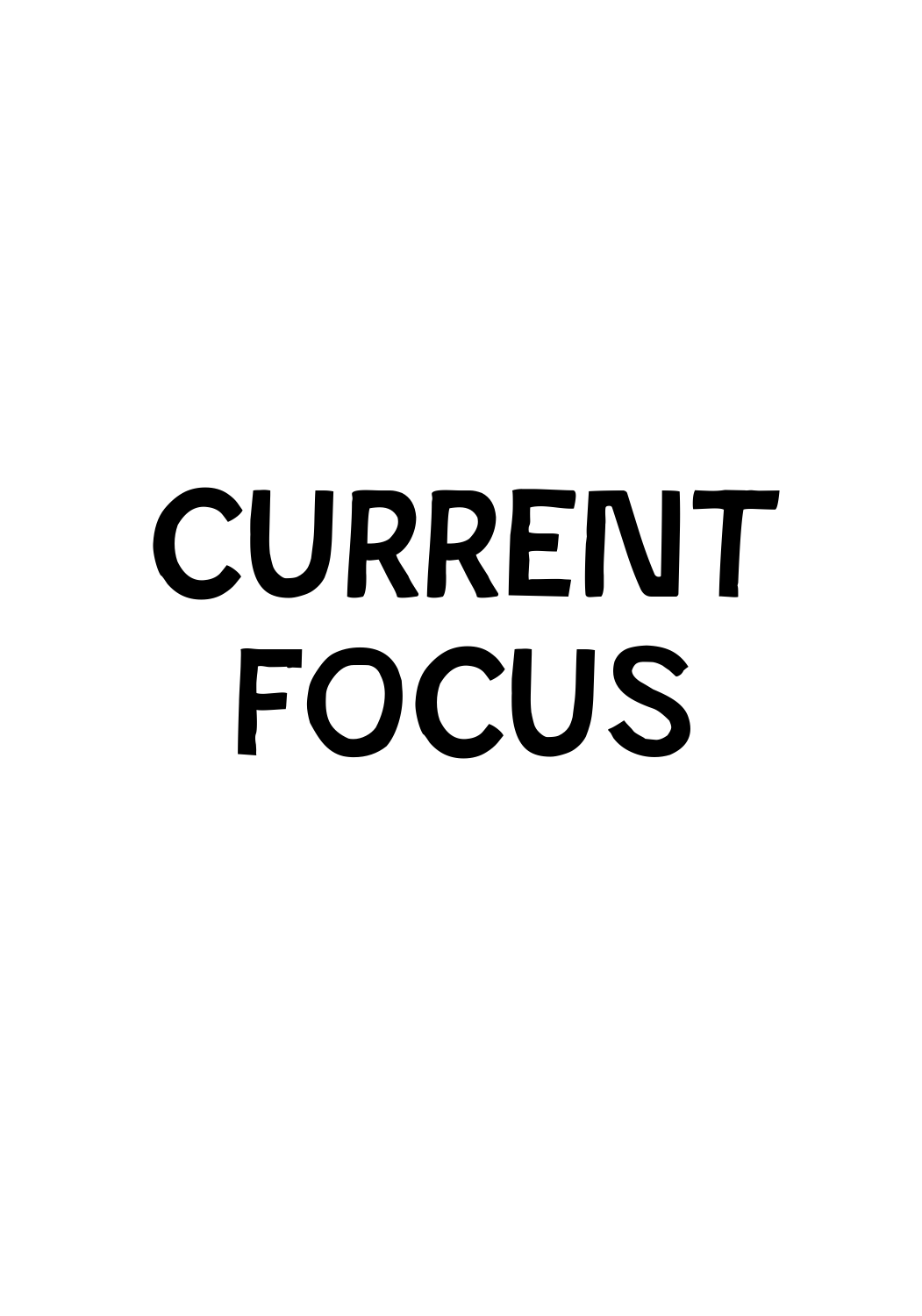# CURRENT FOCUS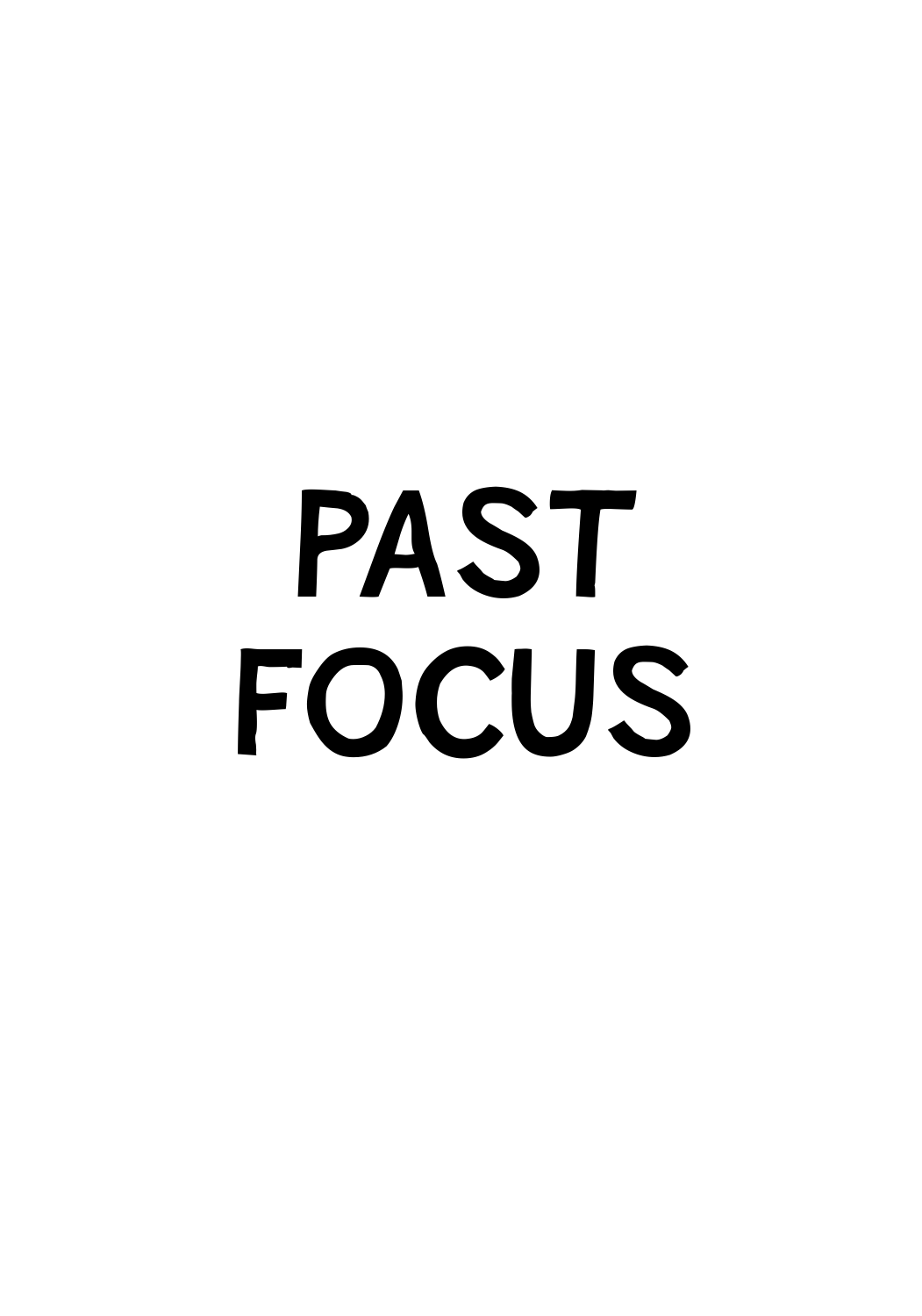# PAST FOCUS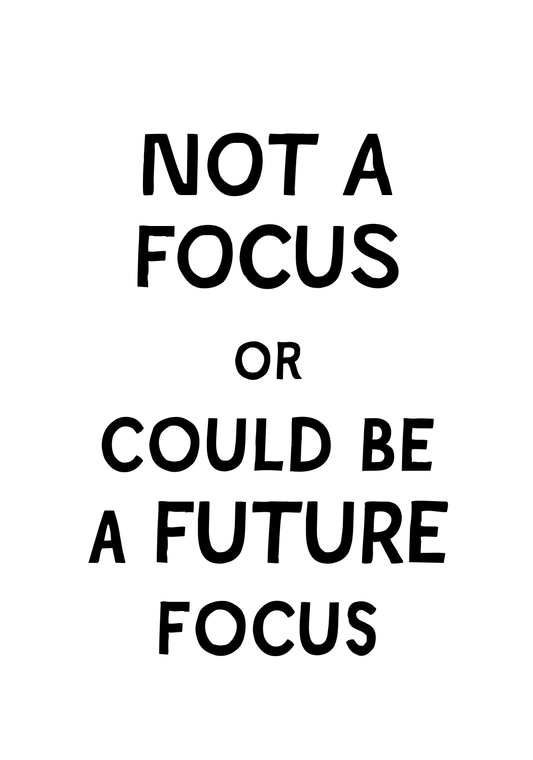# NOT A FOCUS

# OR

# COULD BE A FUTURE FOCUS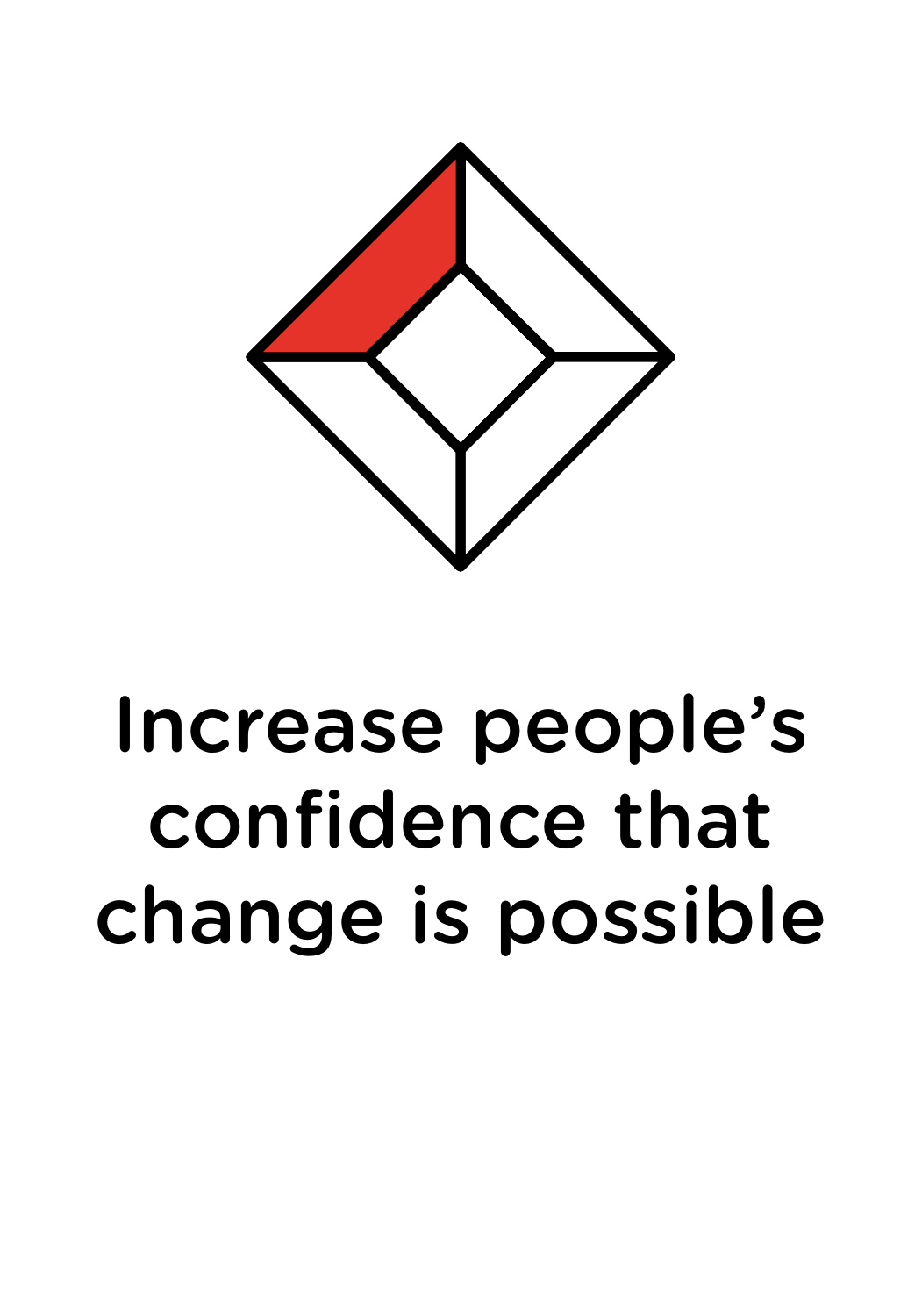# Increase people's confidence that change is possible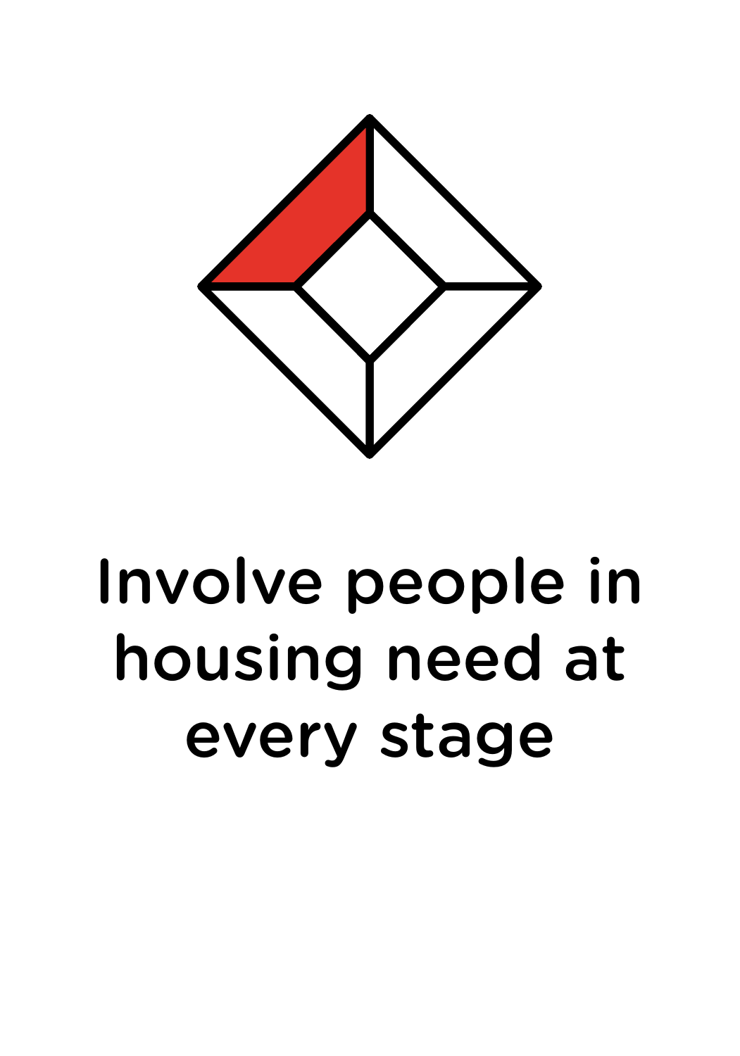# Involve people in housing need at every stage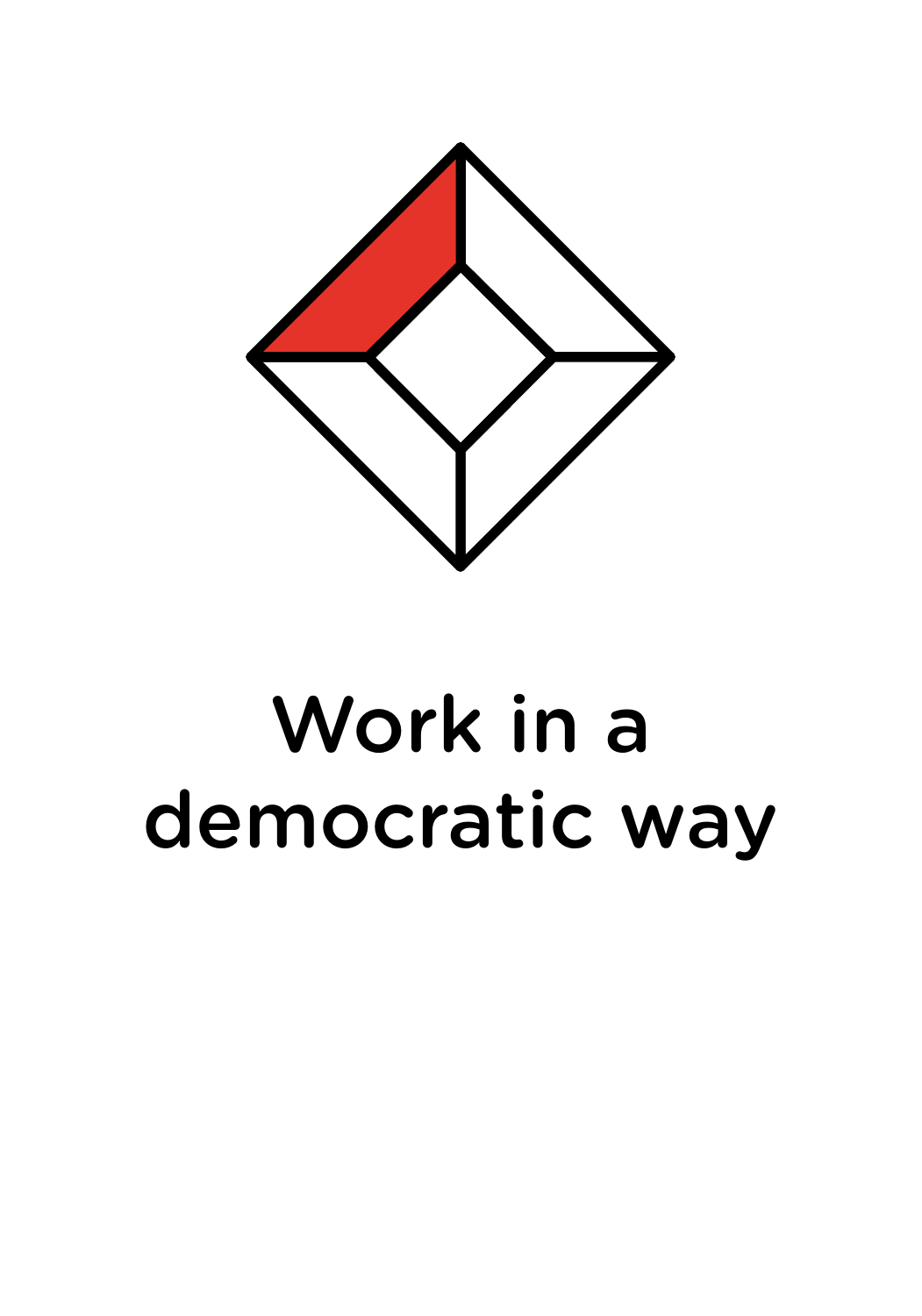# Work in a democratic way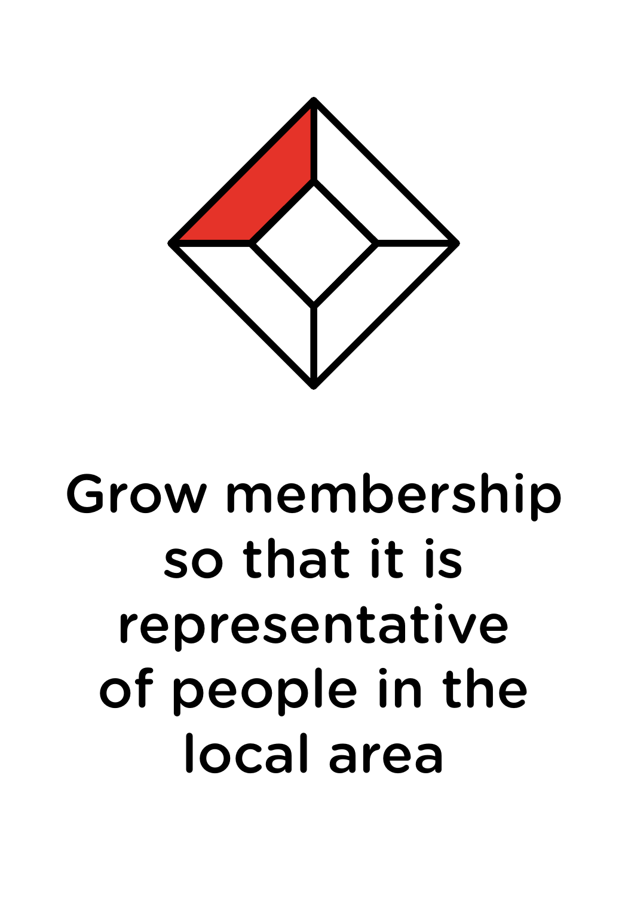# Grow membership so that it is representative of people in the local area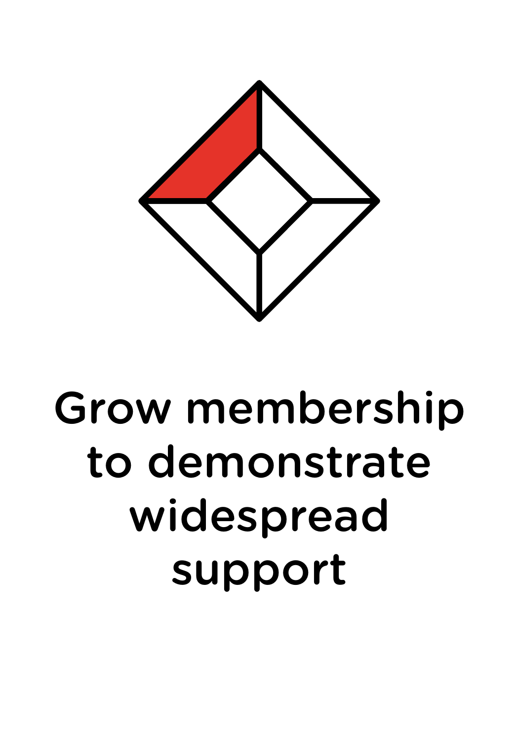# Grow membership to demonstrate widespread support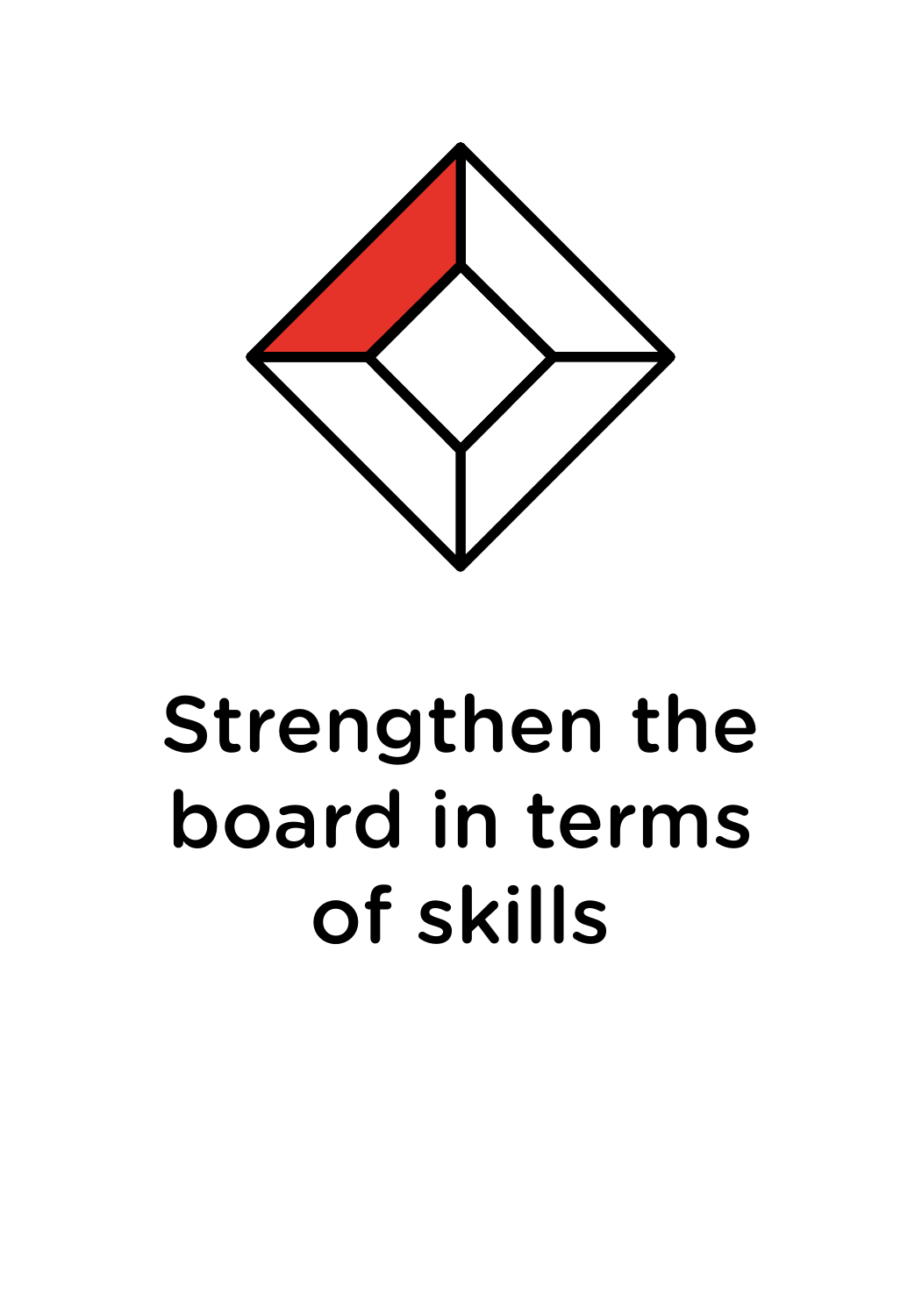# Strengthen the board in terms of skills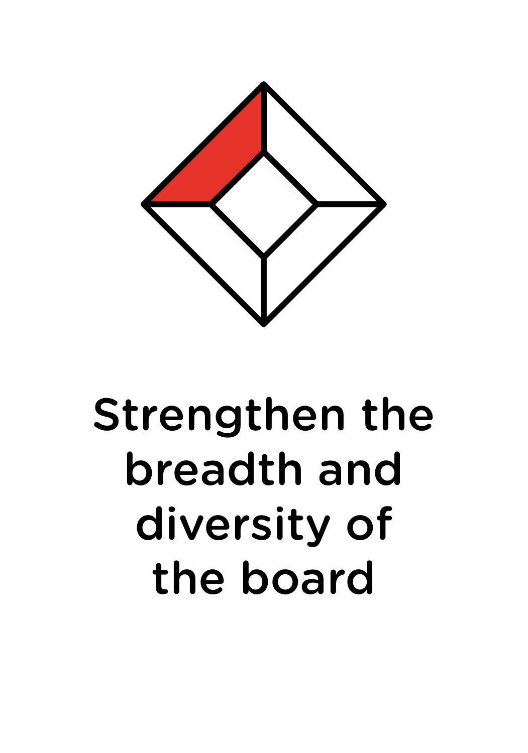# Strengthen the breadth and diversity of the board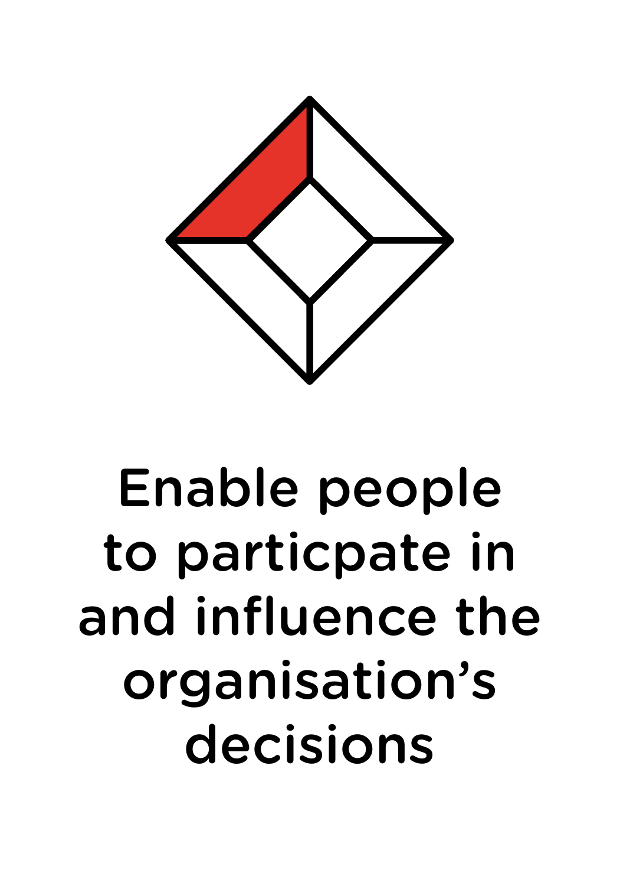Enable people to particpate in and influence the organisation's decisions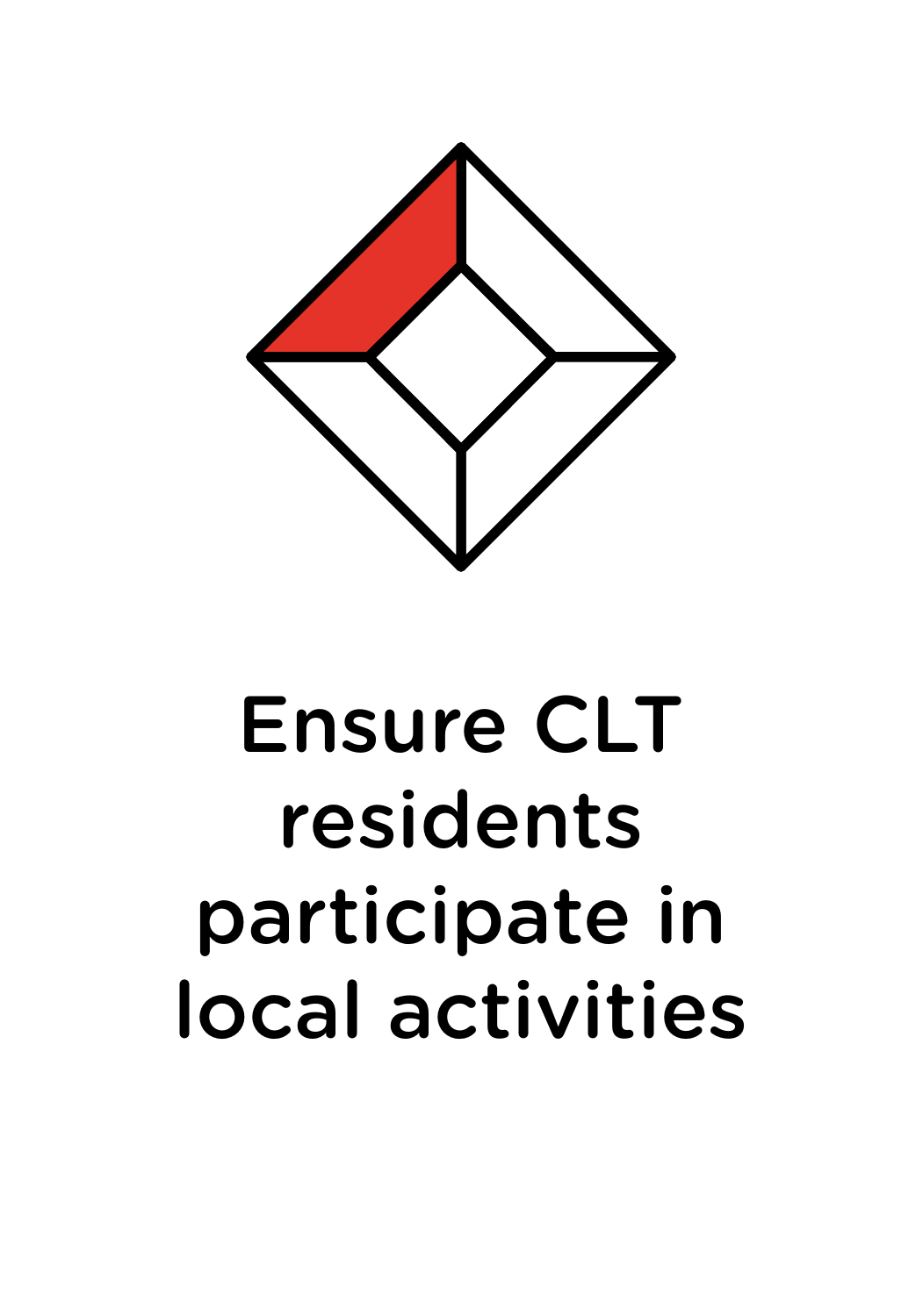# Ensure CLT residents participate in local activities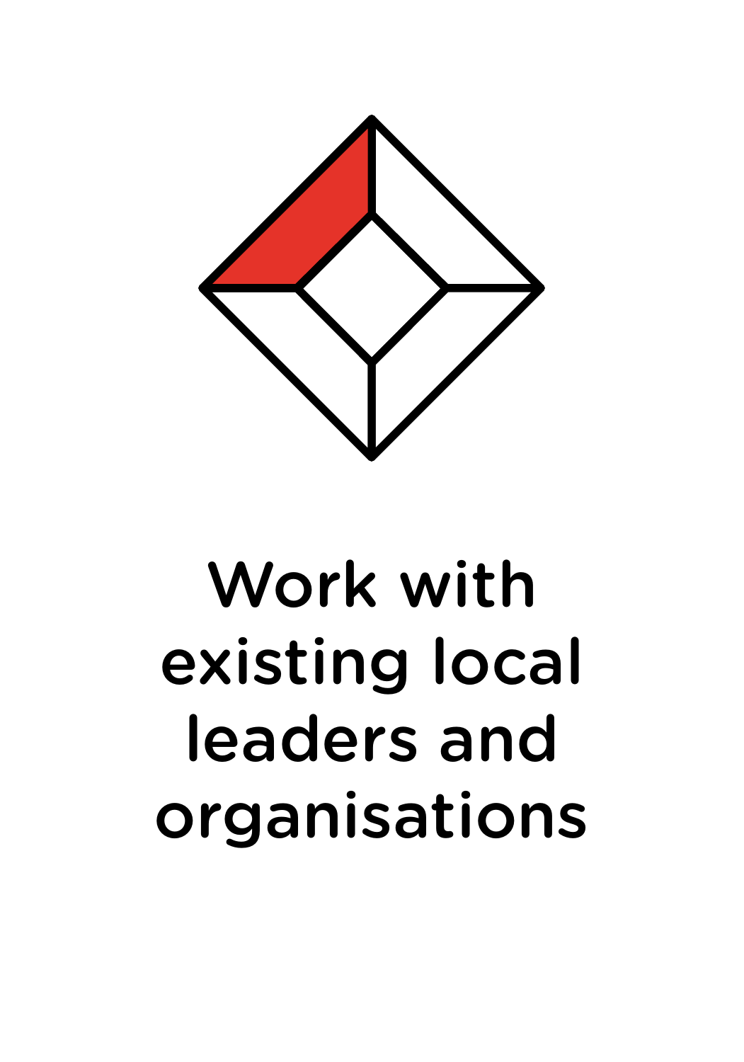# Work with existing local leaders and organisations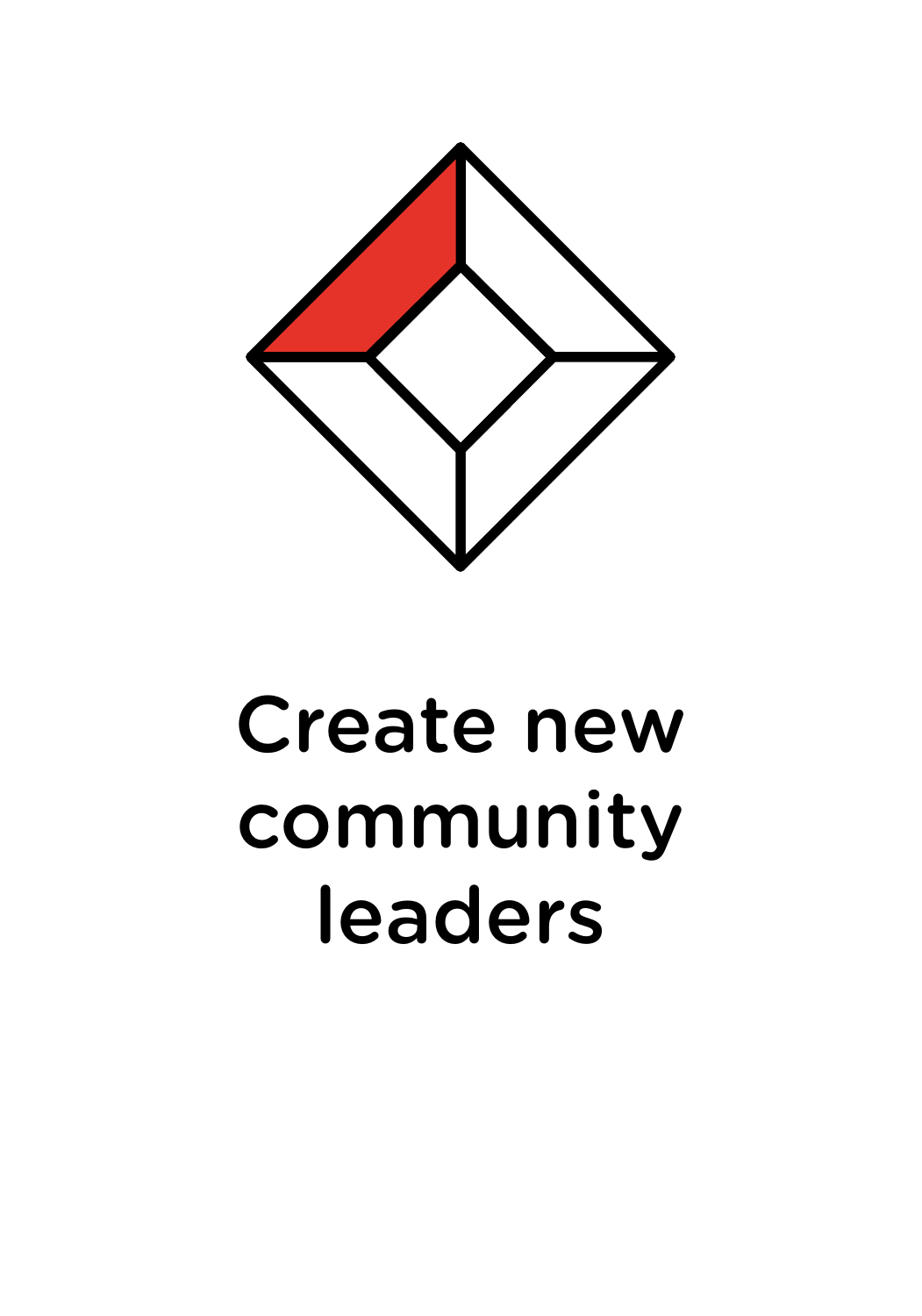# Create new community leaders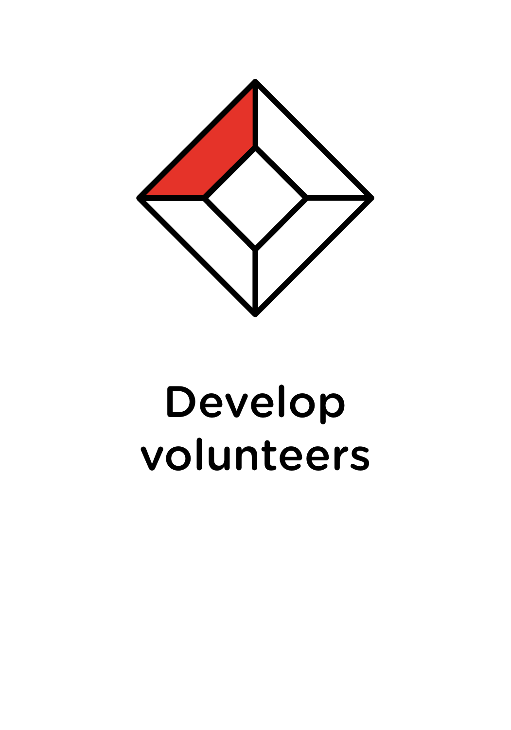# Develop volunteers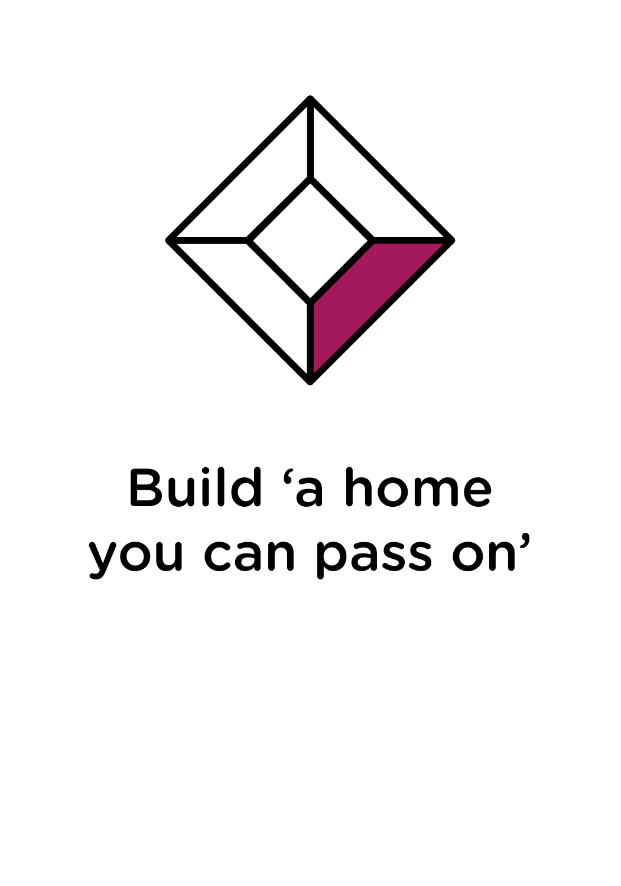# Build ‘a home you can pass on’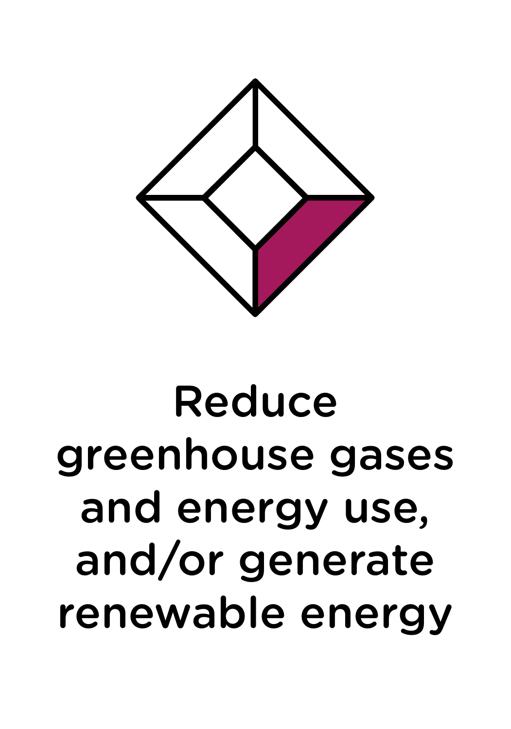Reduce greenhouse gases and energy use, and/or generate renewable energy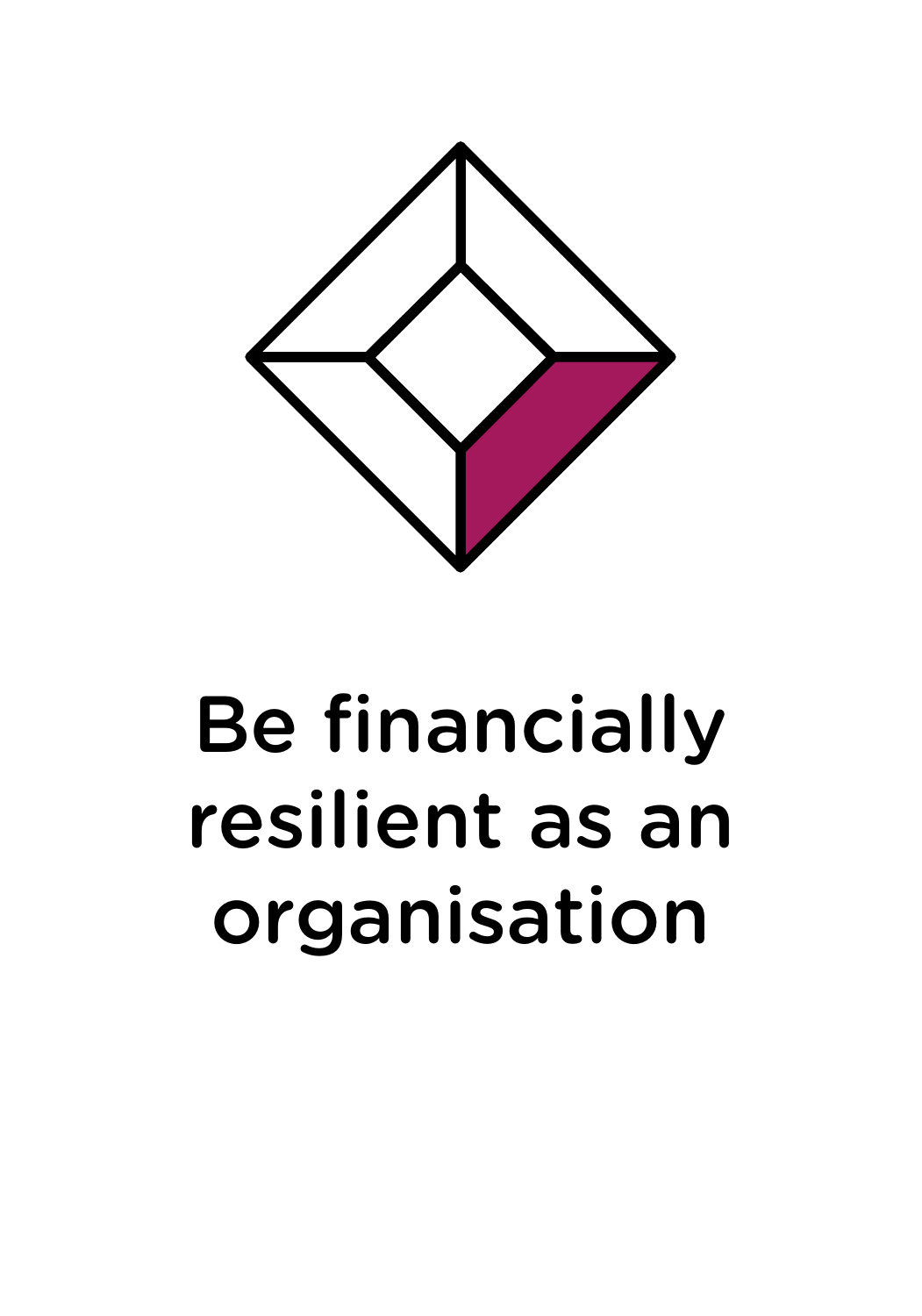# Be financially resilient as an organisation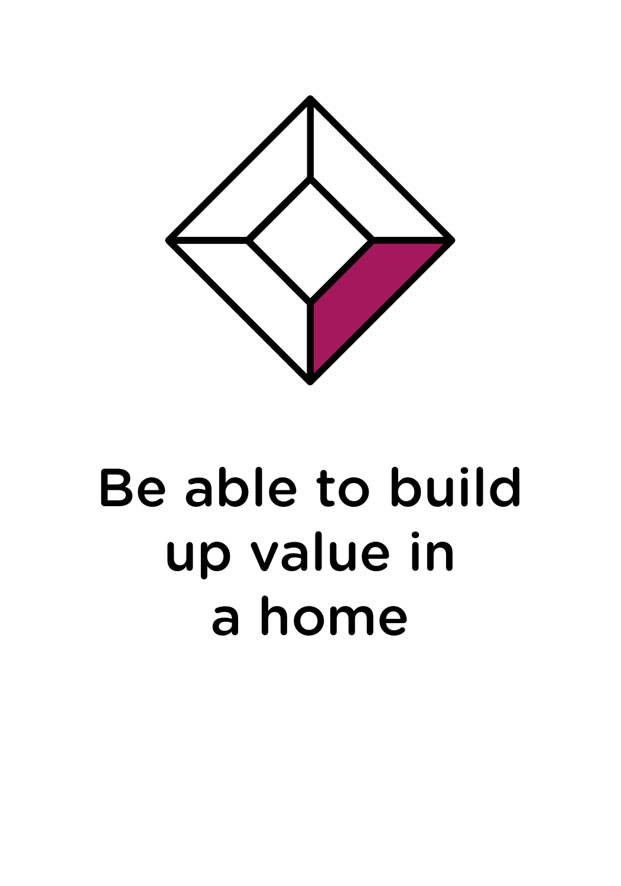# Be able to build up value in a home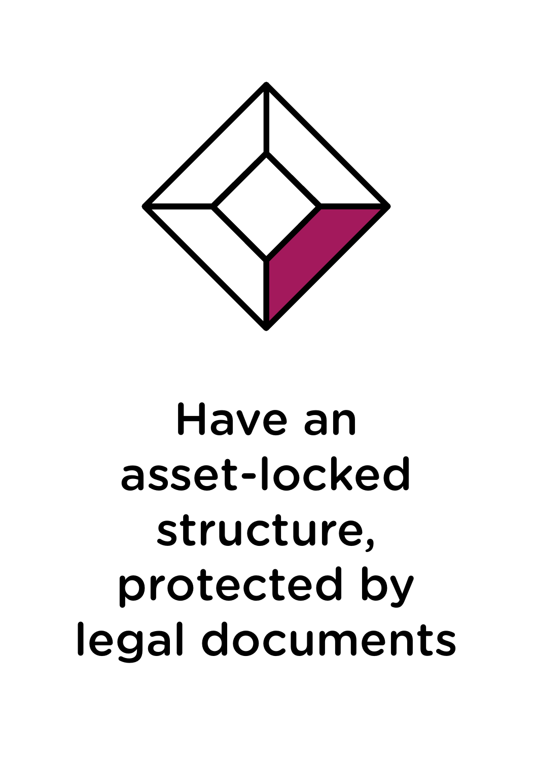Have an asset-locked structure, protected by legal documents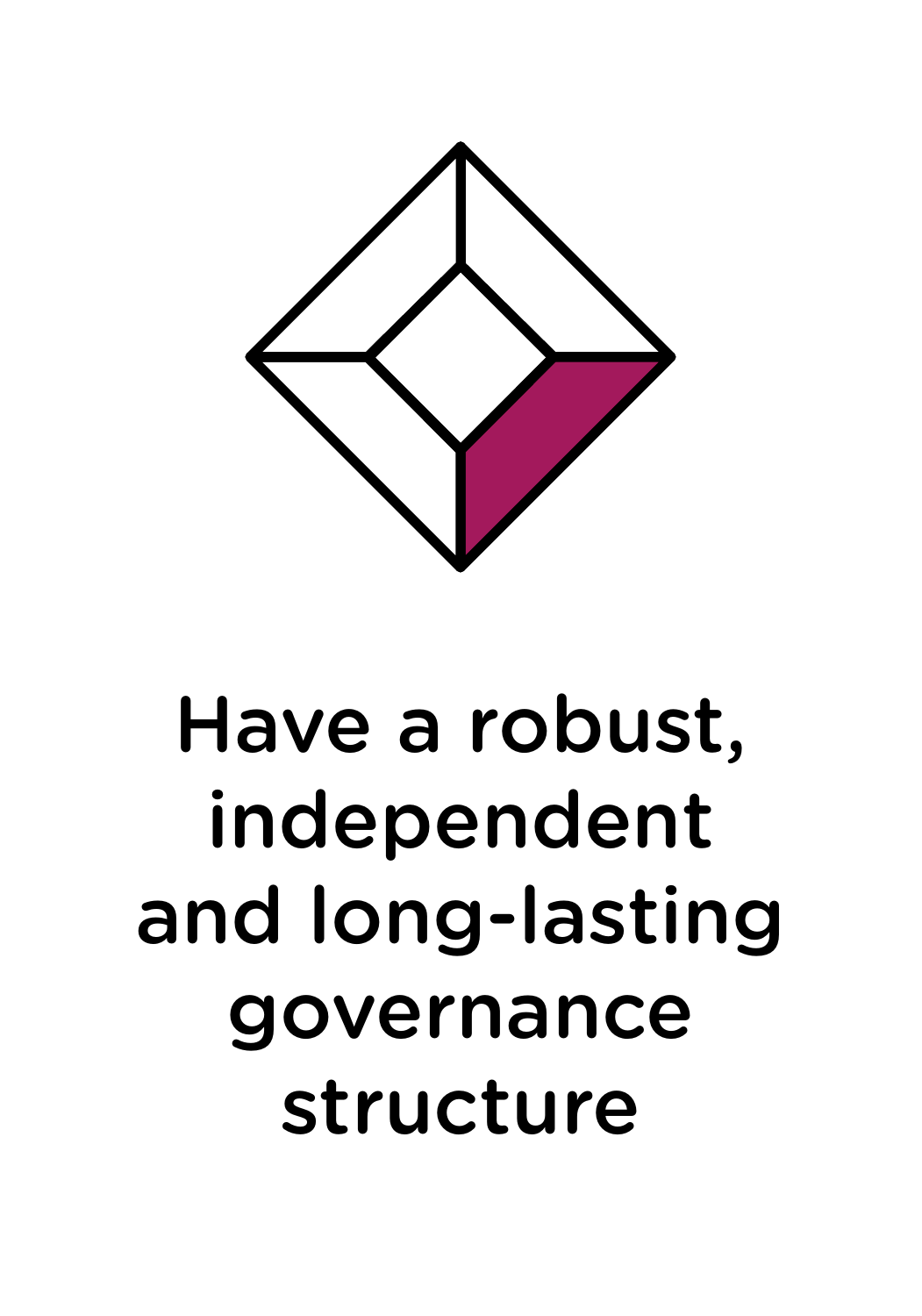Have a robust, independent and long-lasting governance structure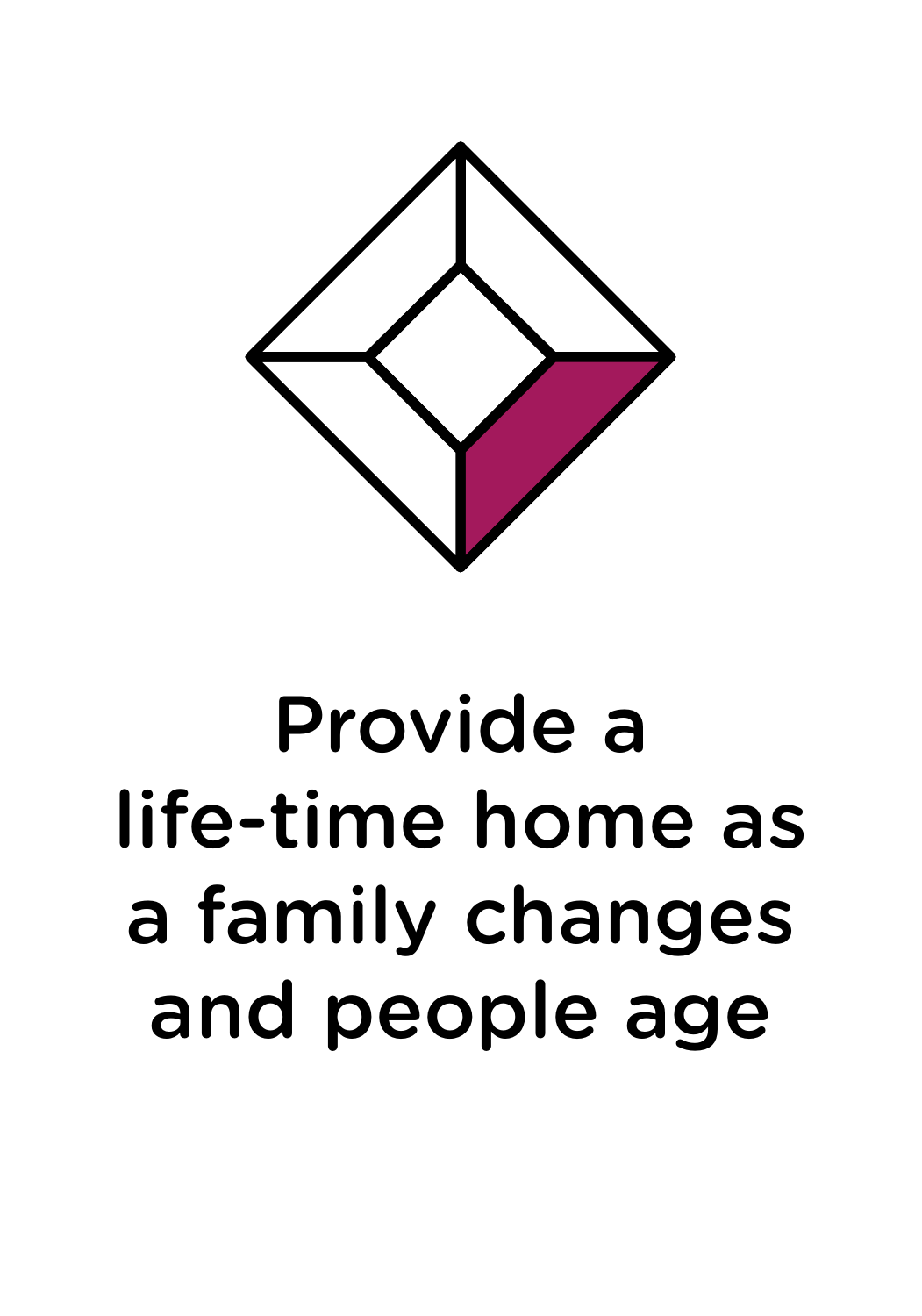Provide a life-time home as a family changes and people age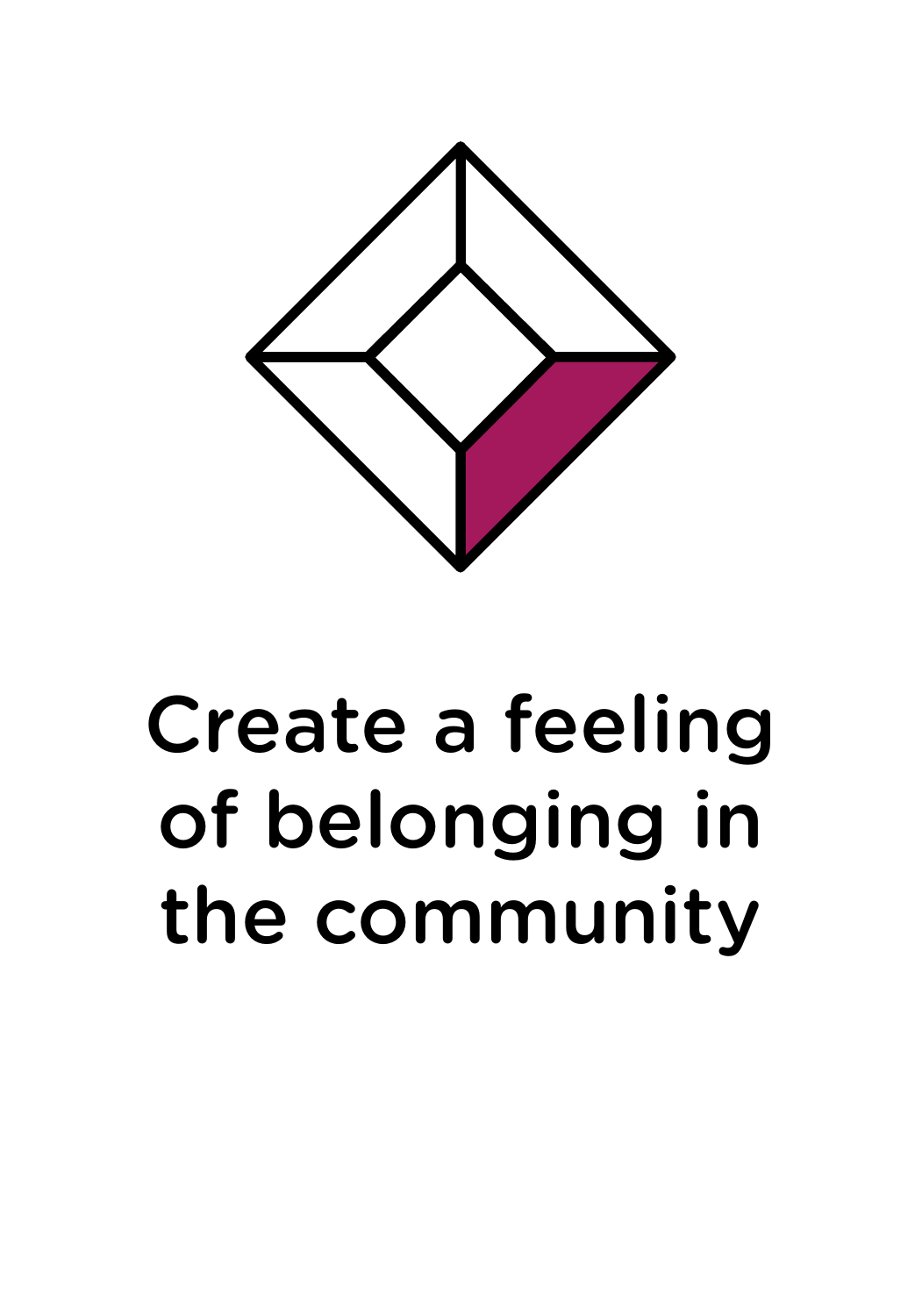# Create a feeling of belonging in the community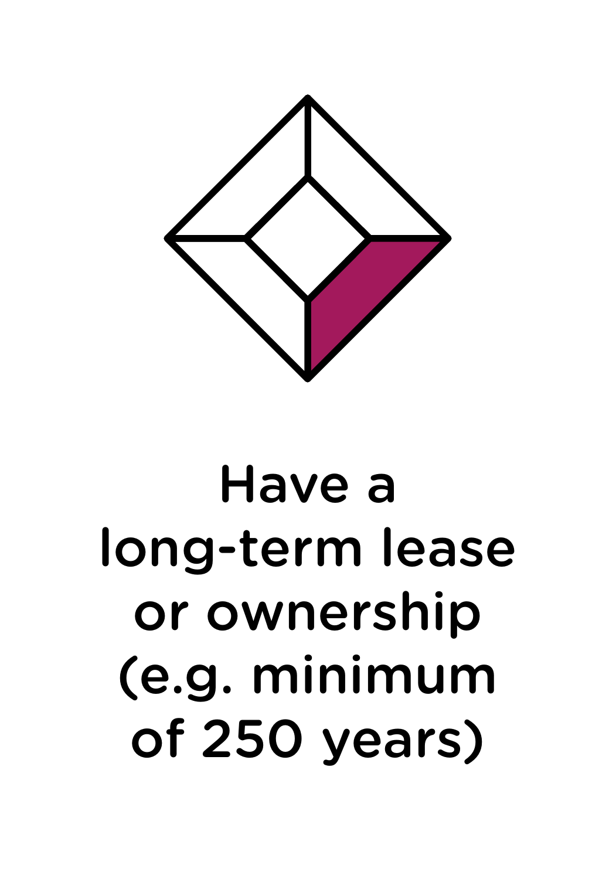Have a long-term lease or ownership (e.g. minimum of 250 years)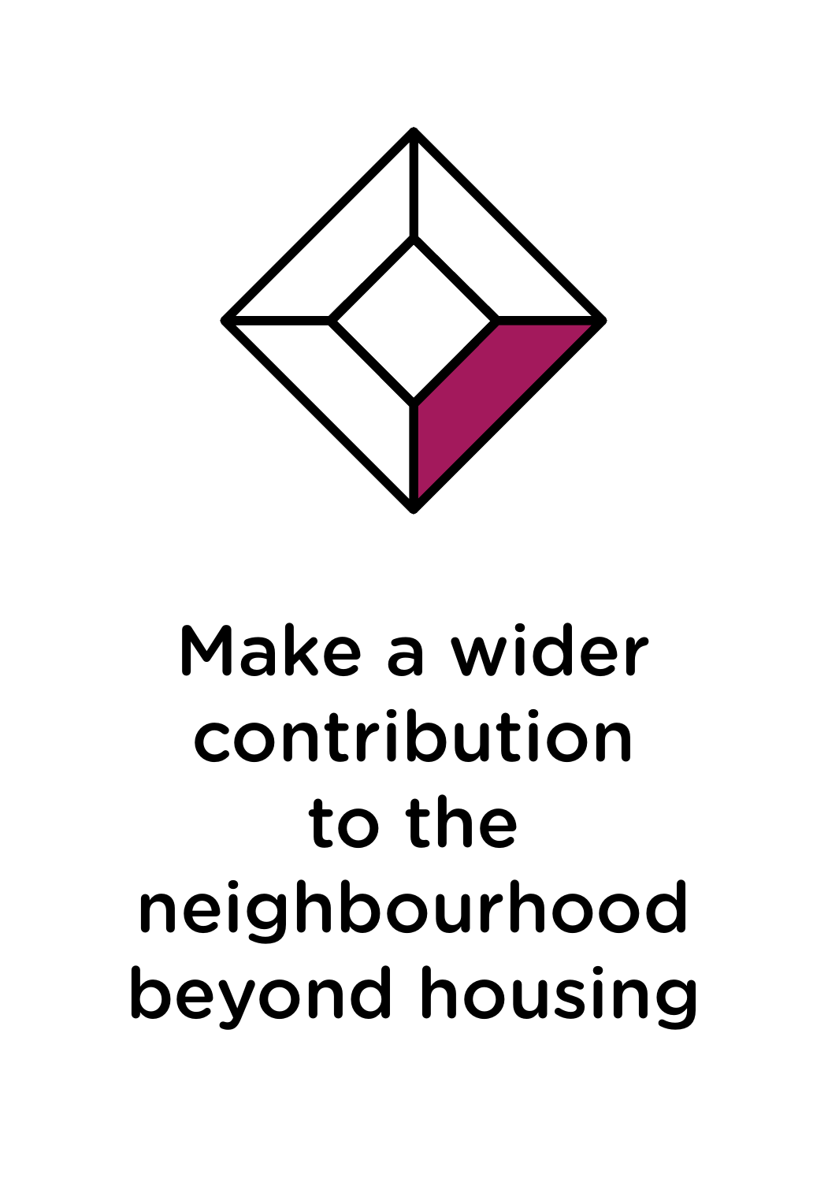# Make a wider contribution to the neighbourhood beyond housing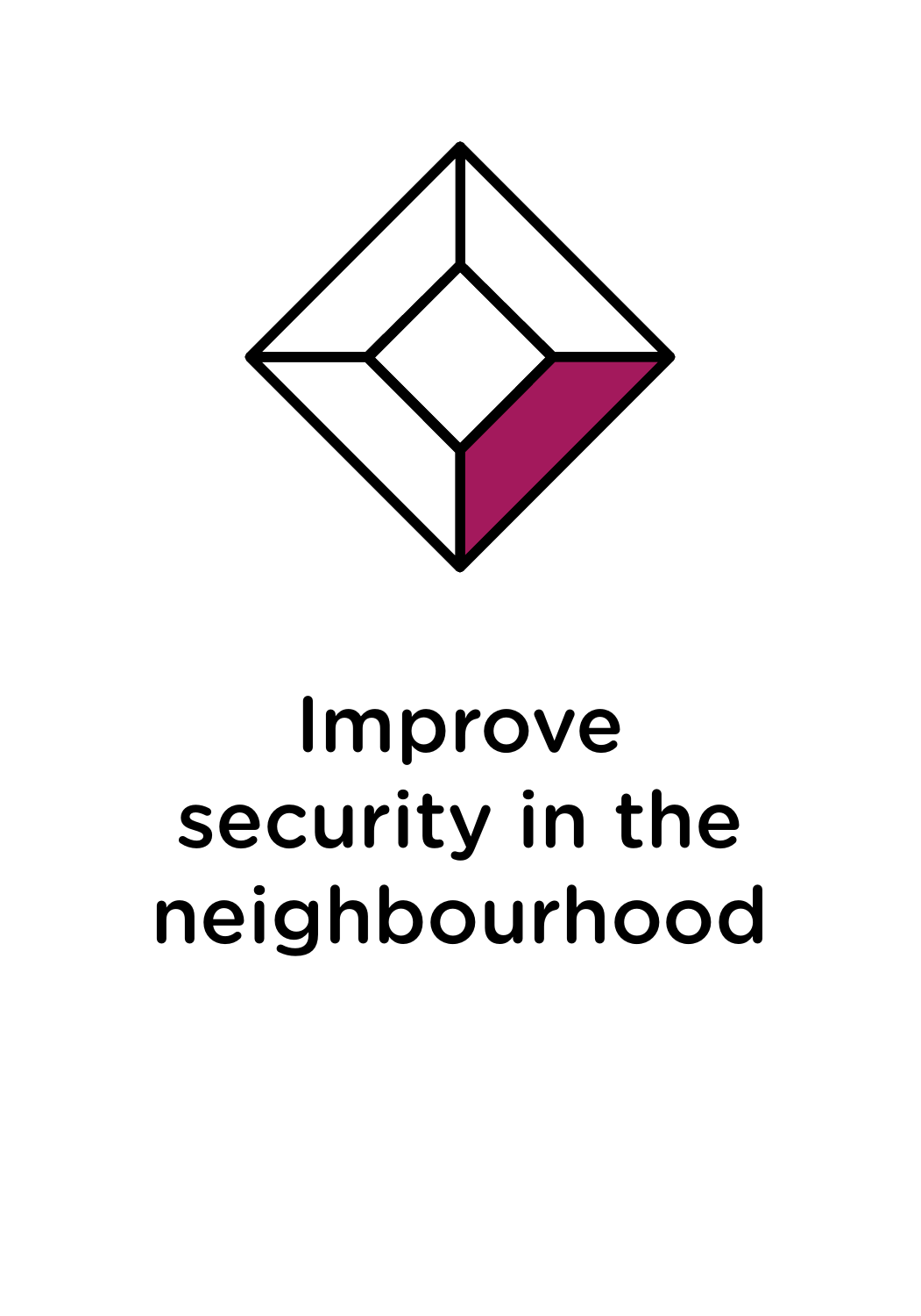# Improve security in the neighbourhood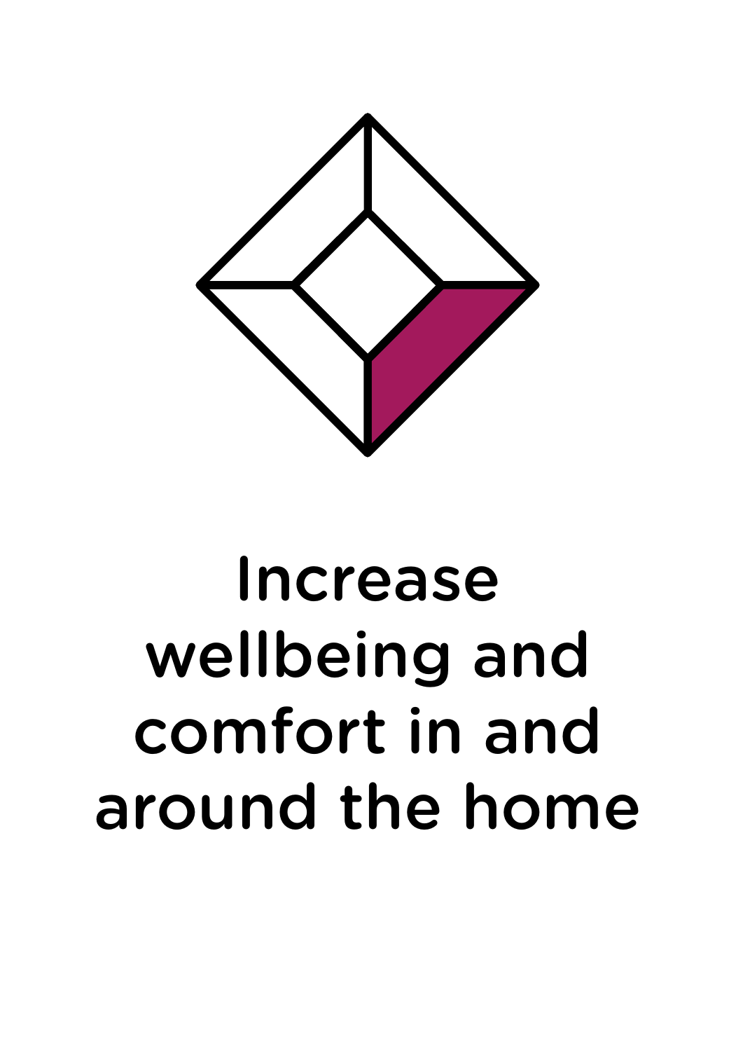# Increase wellbeing and comfort in and around the home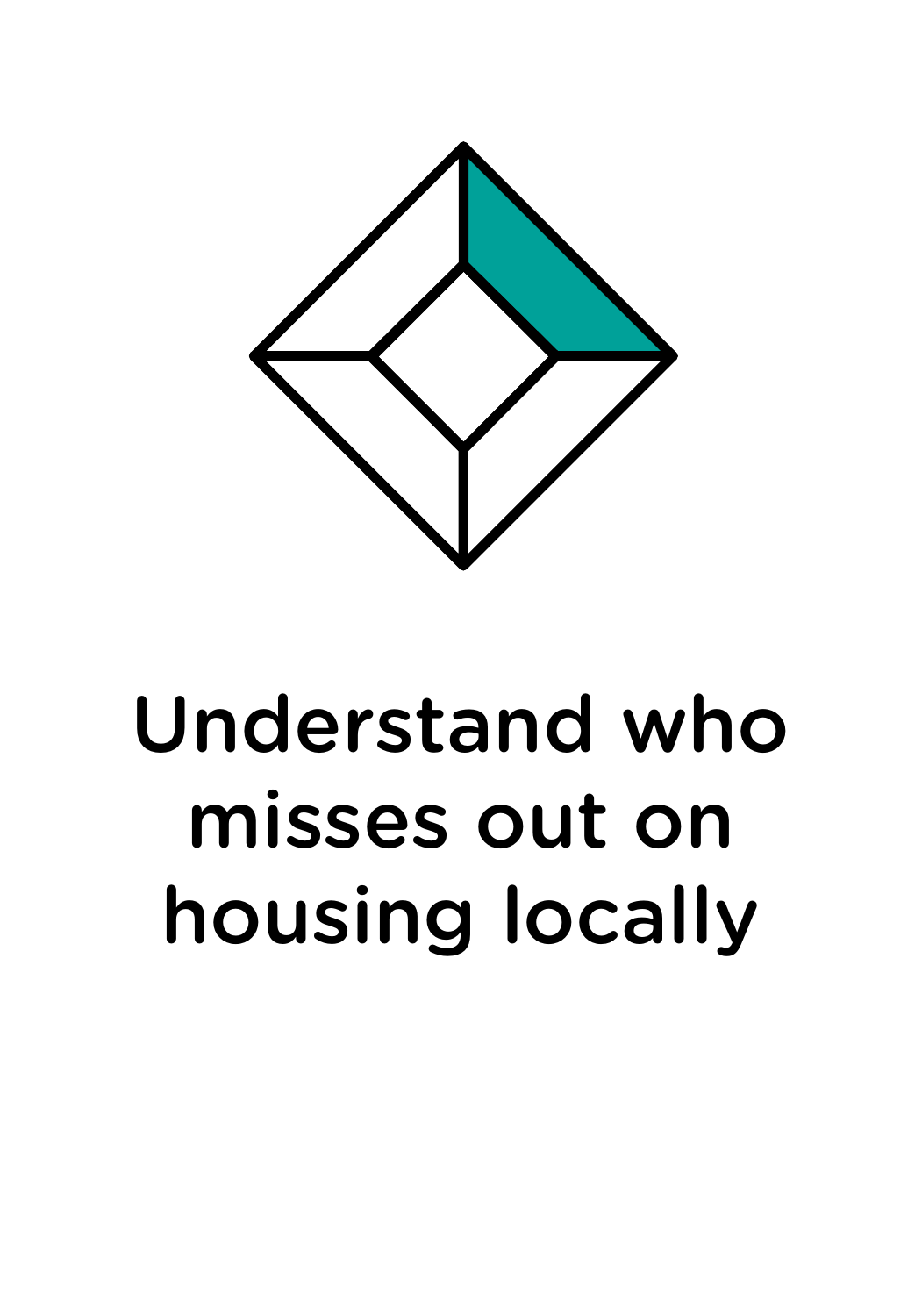# Understand who misses out on housing locally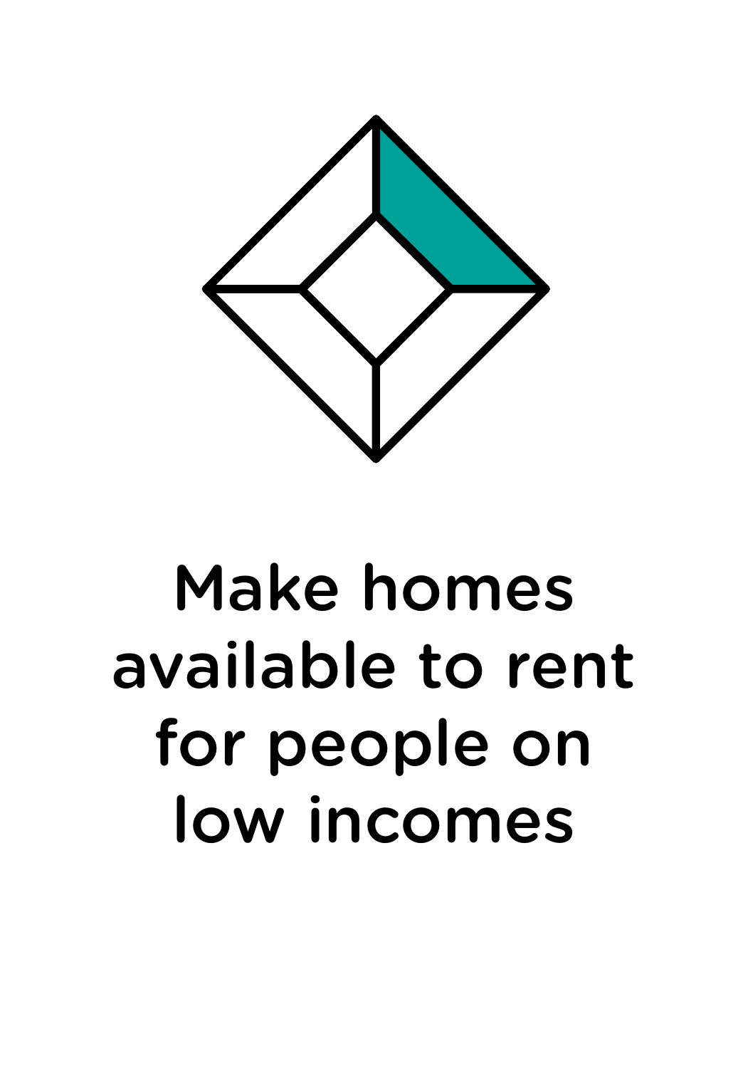# Make homes available to rent for people on low incomes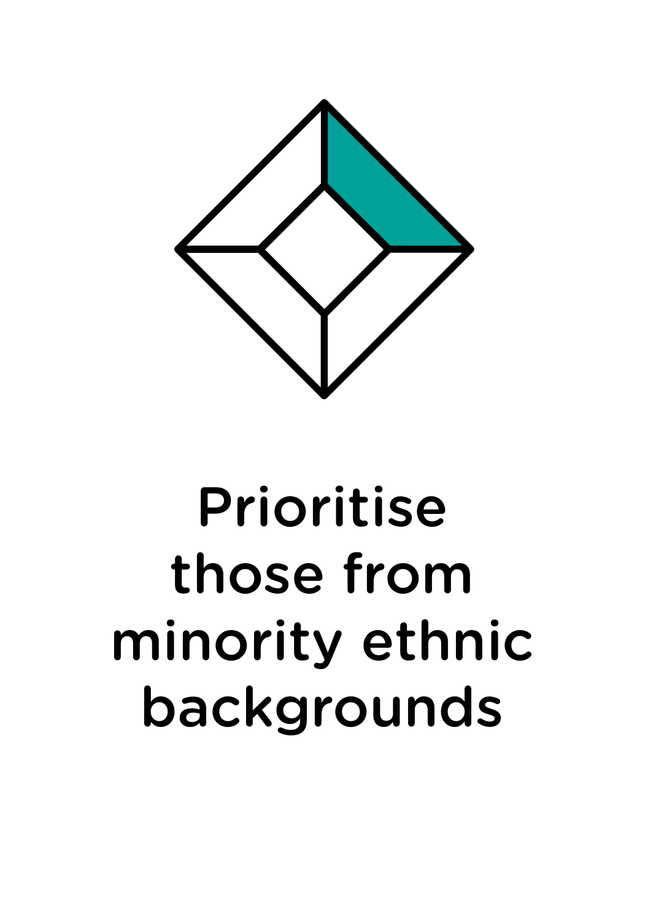# Prioritise those from minority ethnic backgrounds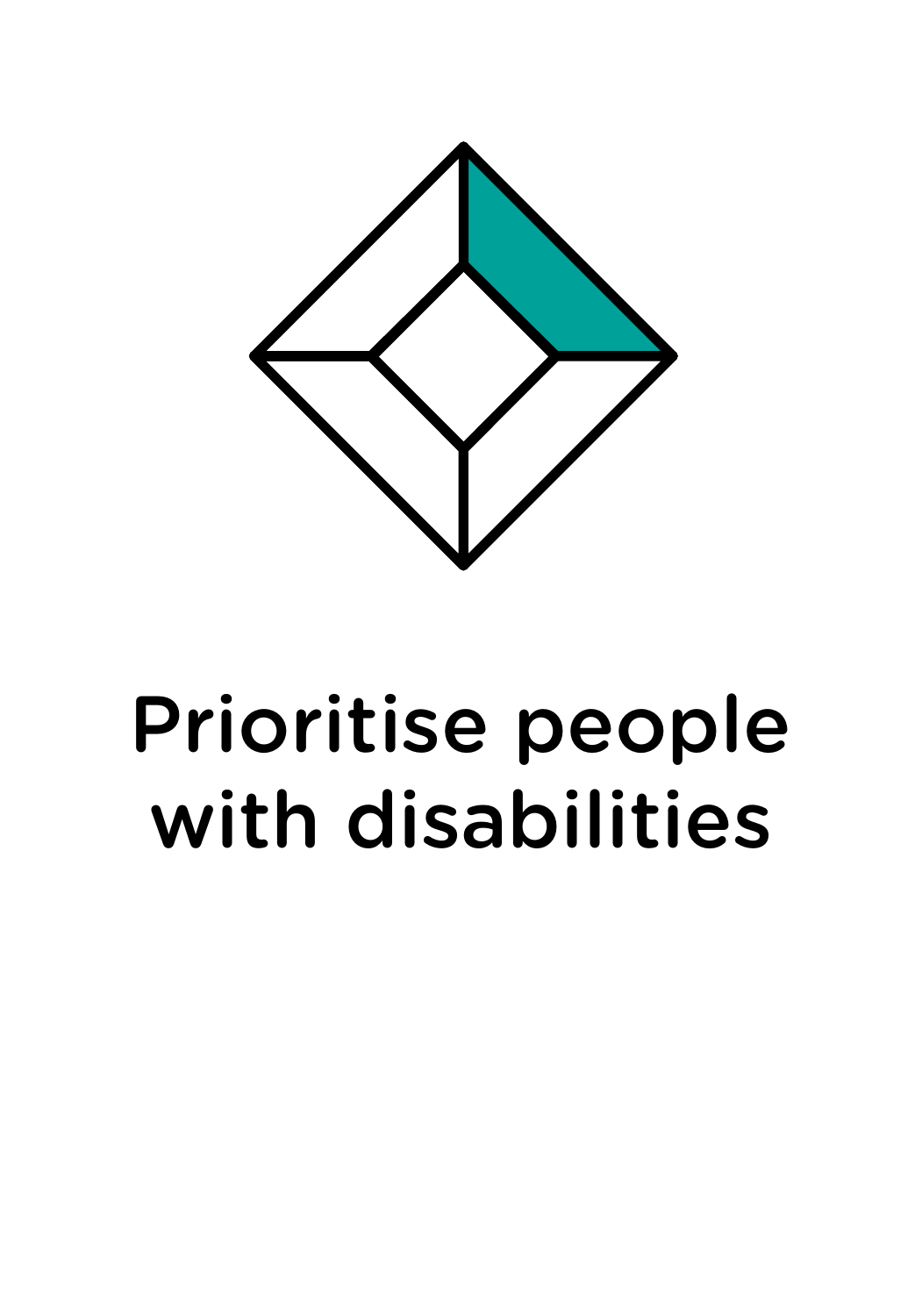# Prioritise people with disabilities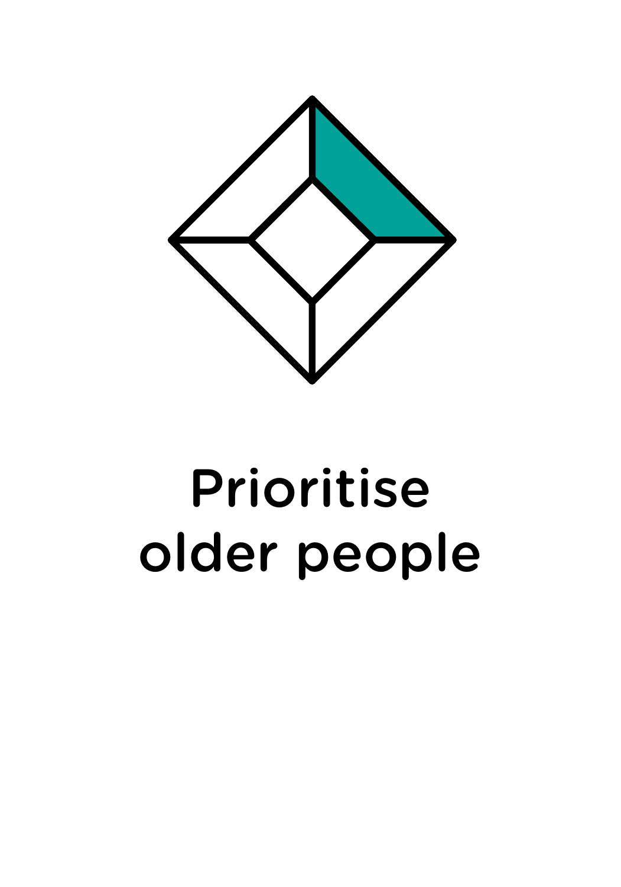# Prioritise older people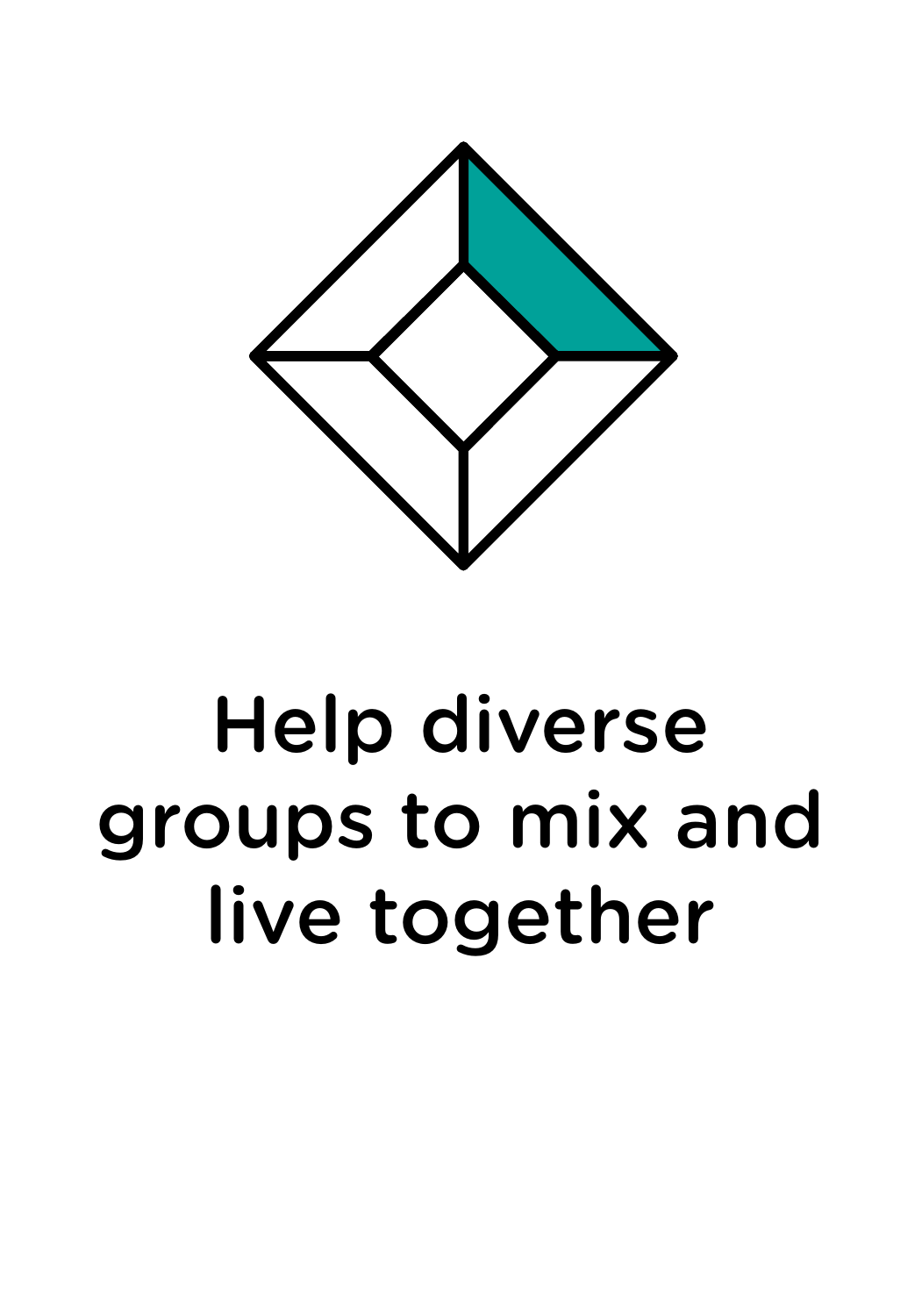# Help diverse groups to mix and live together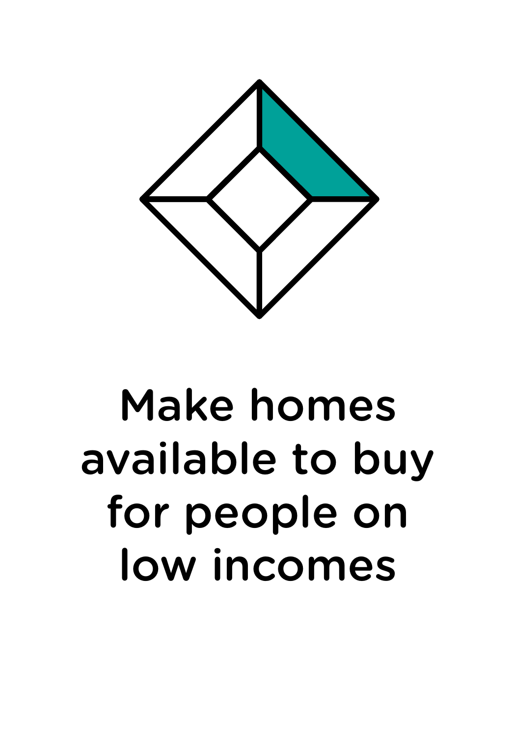# Make homes available to buy for people on low incomes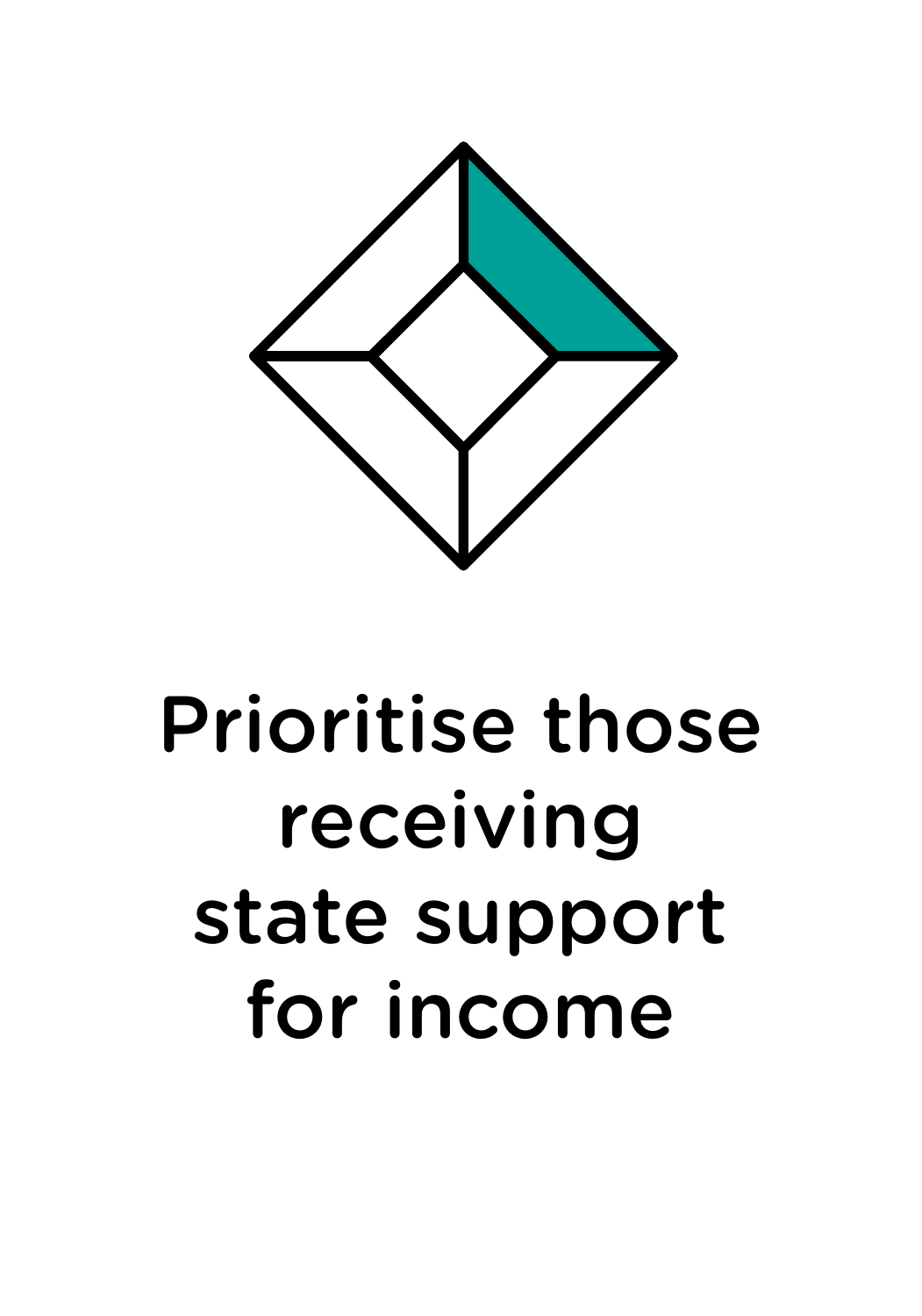# Prioritise those receiving state support for income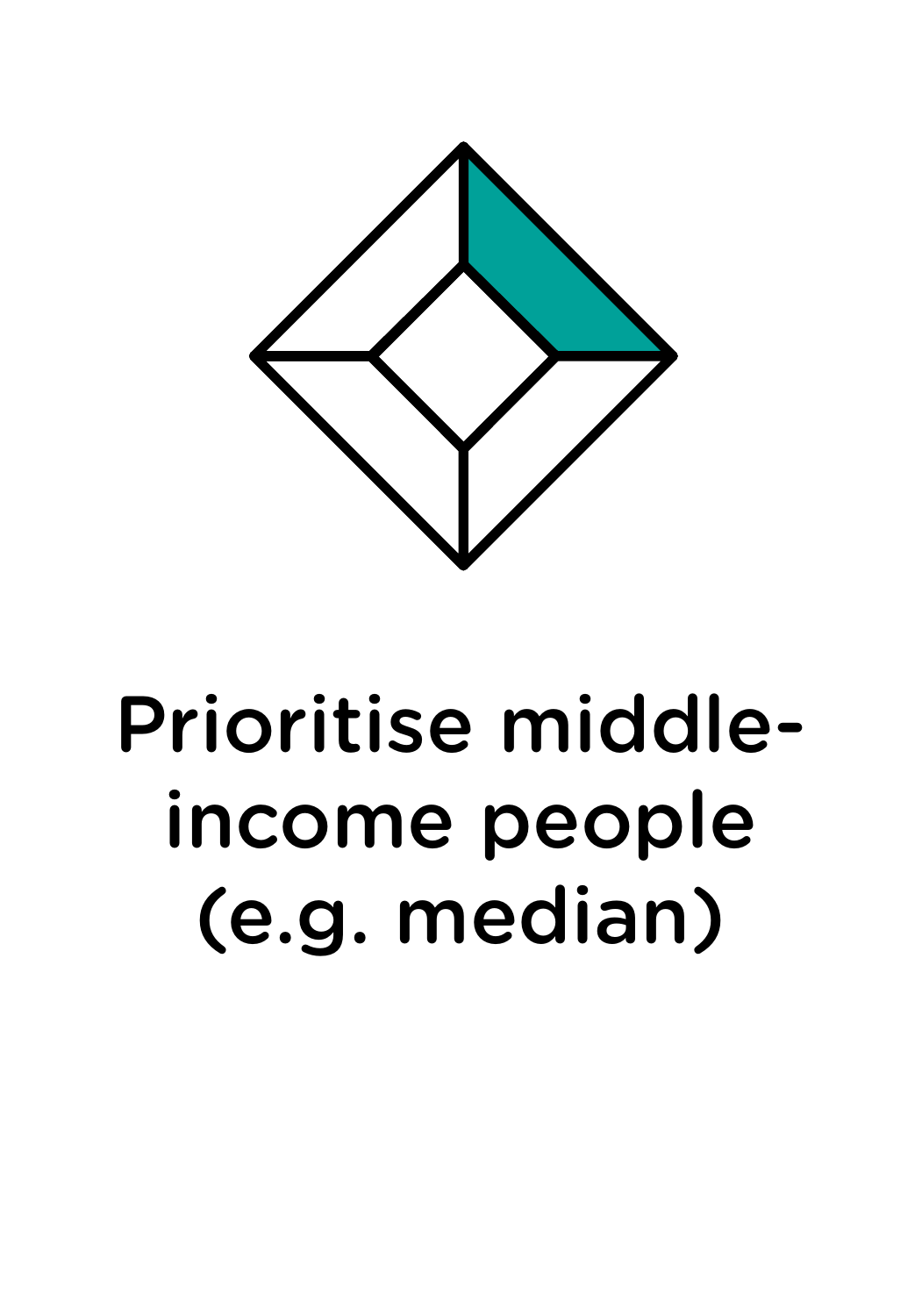Prioritise middle-income people (e.g. median)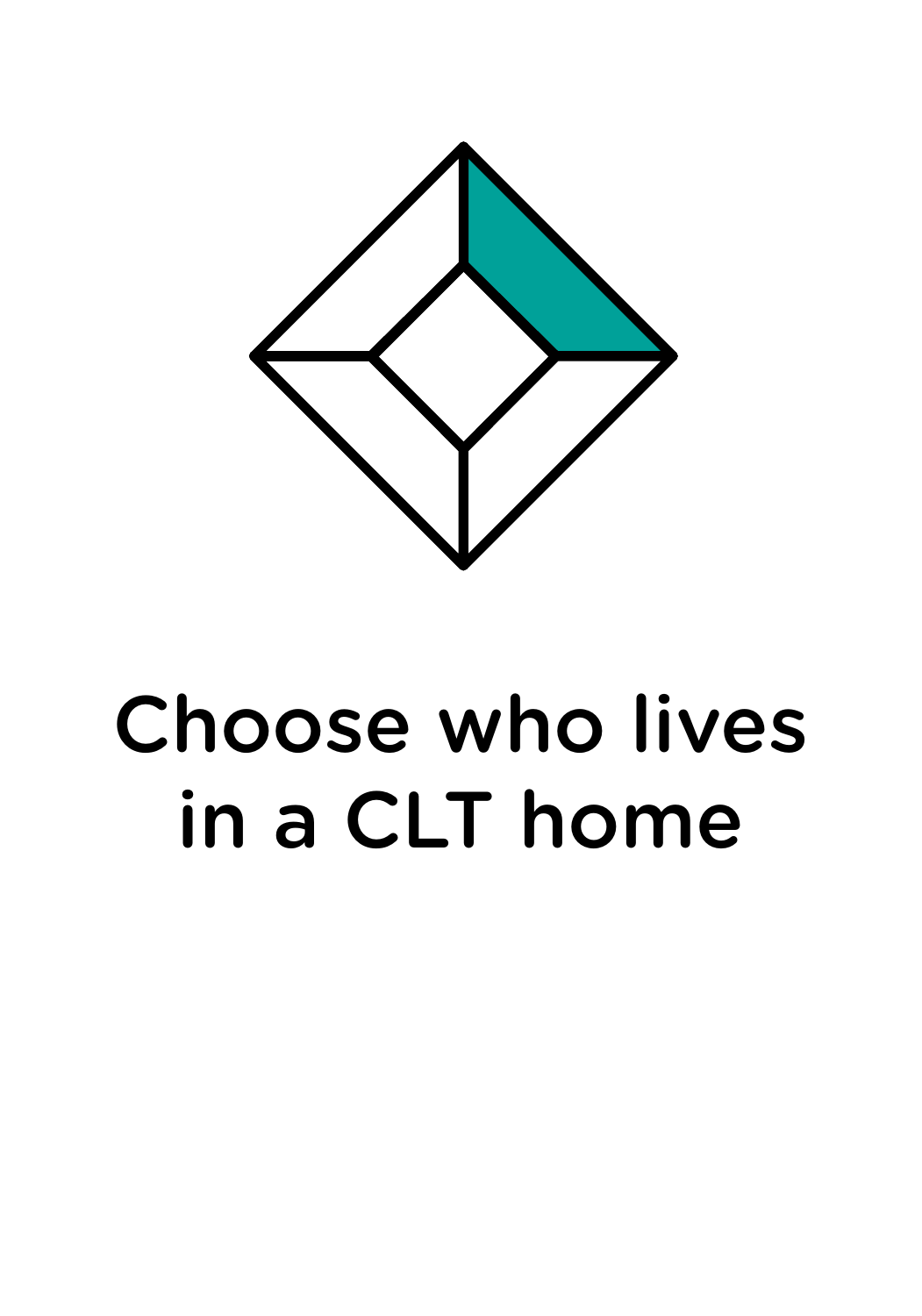# Choose who lives in a CLT home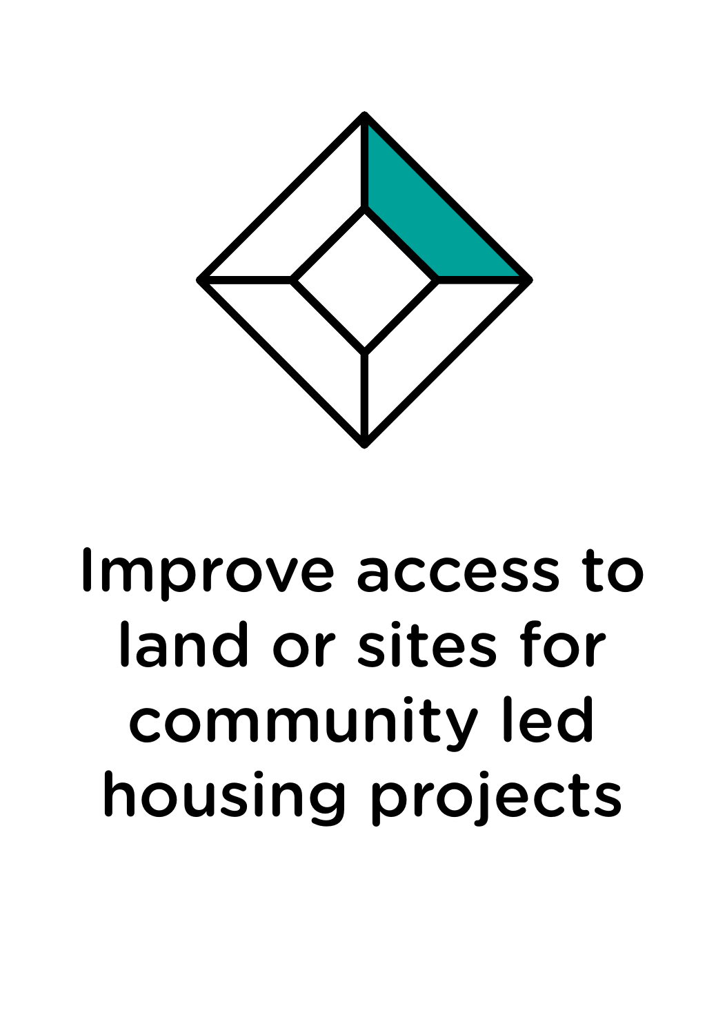# Improve access to land or sites for community led housing projects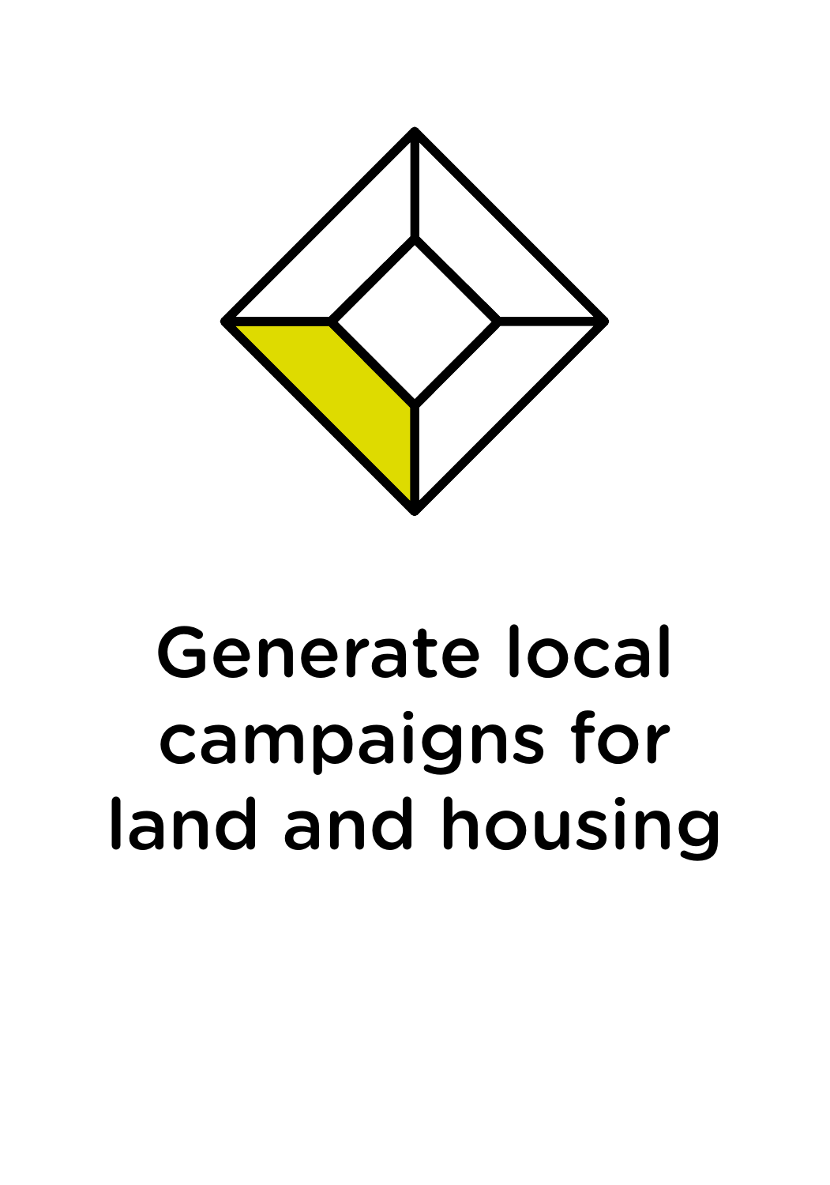# Generate local campaigns for land and housing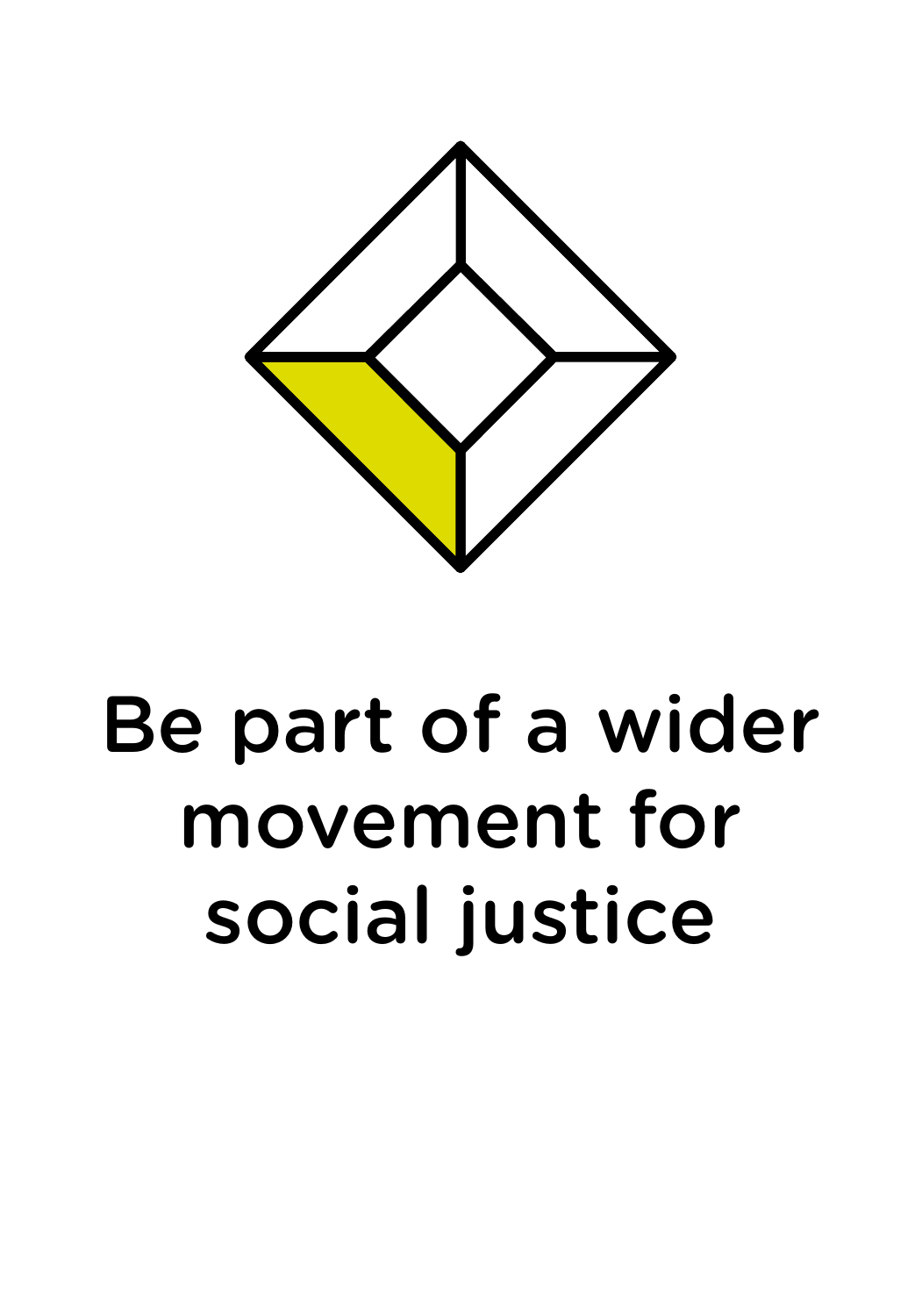# Be part of a wider movement for social justice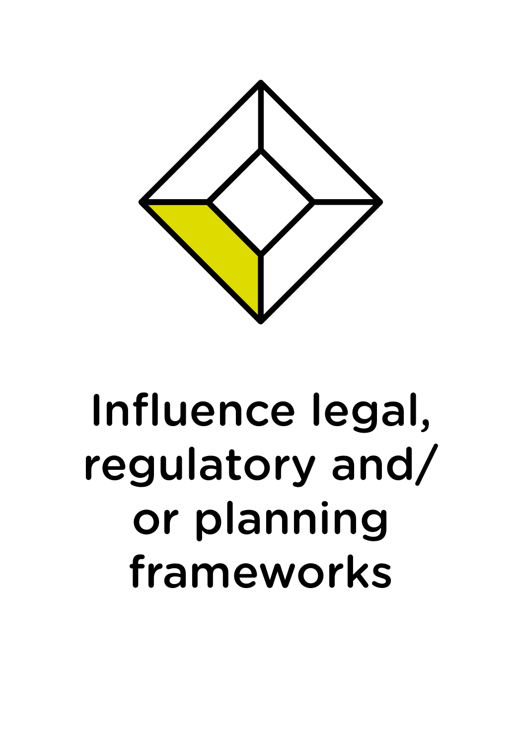Influence legal, regulatory and/ or planning frameworks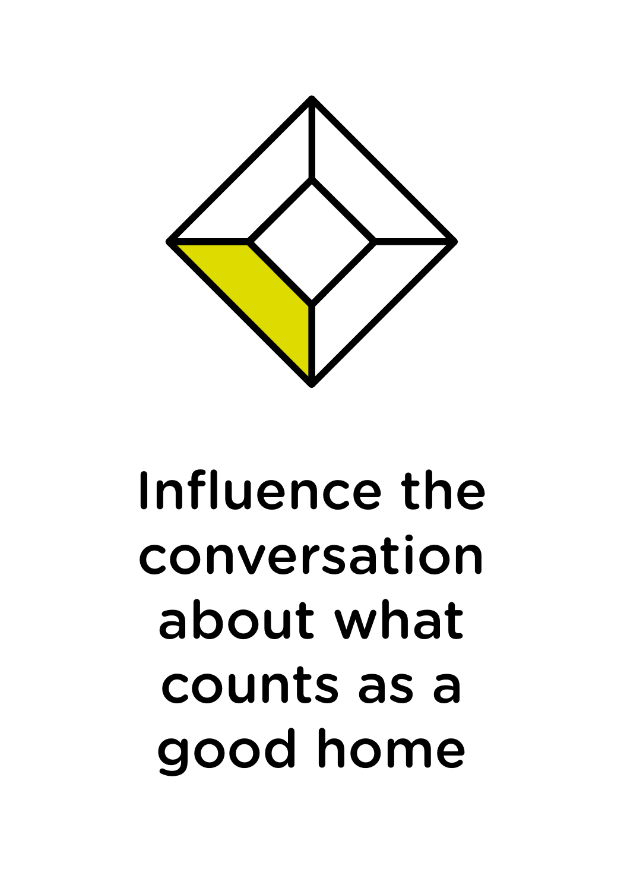# Influence the conversation about what counts as a good home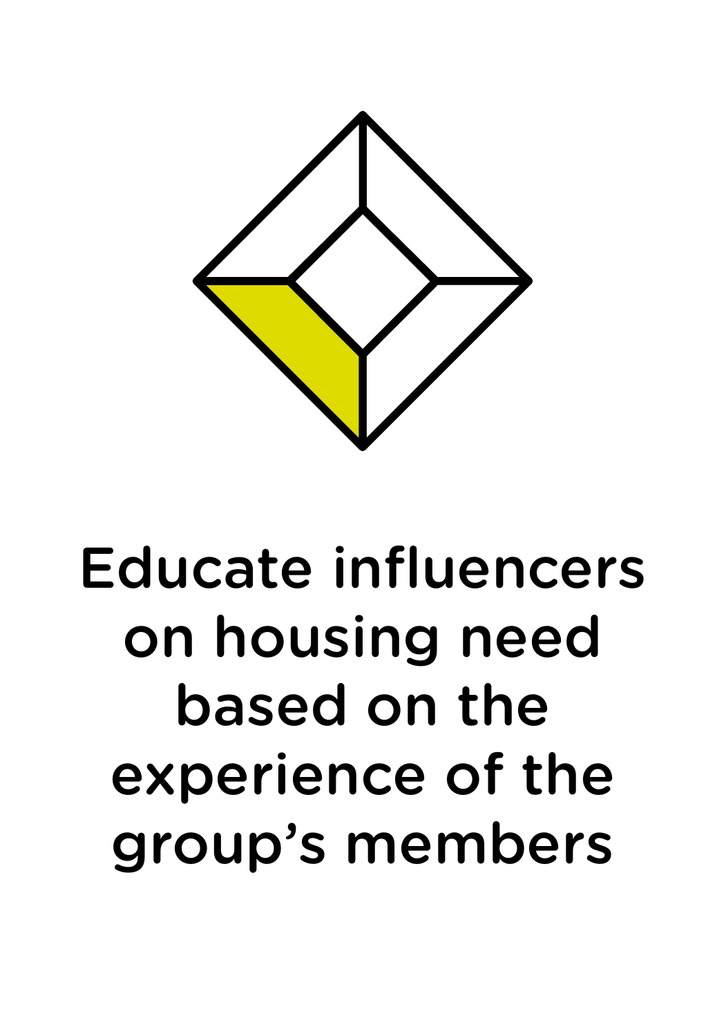Educate influencers on housing need based on the experience of the group's members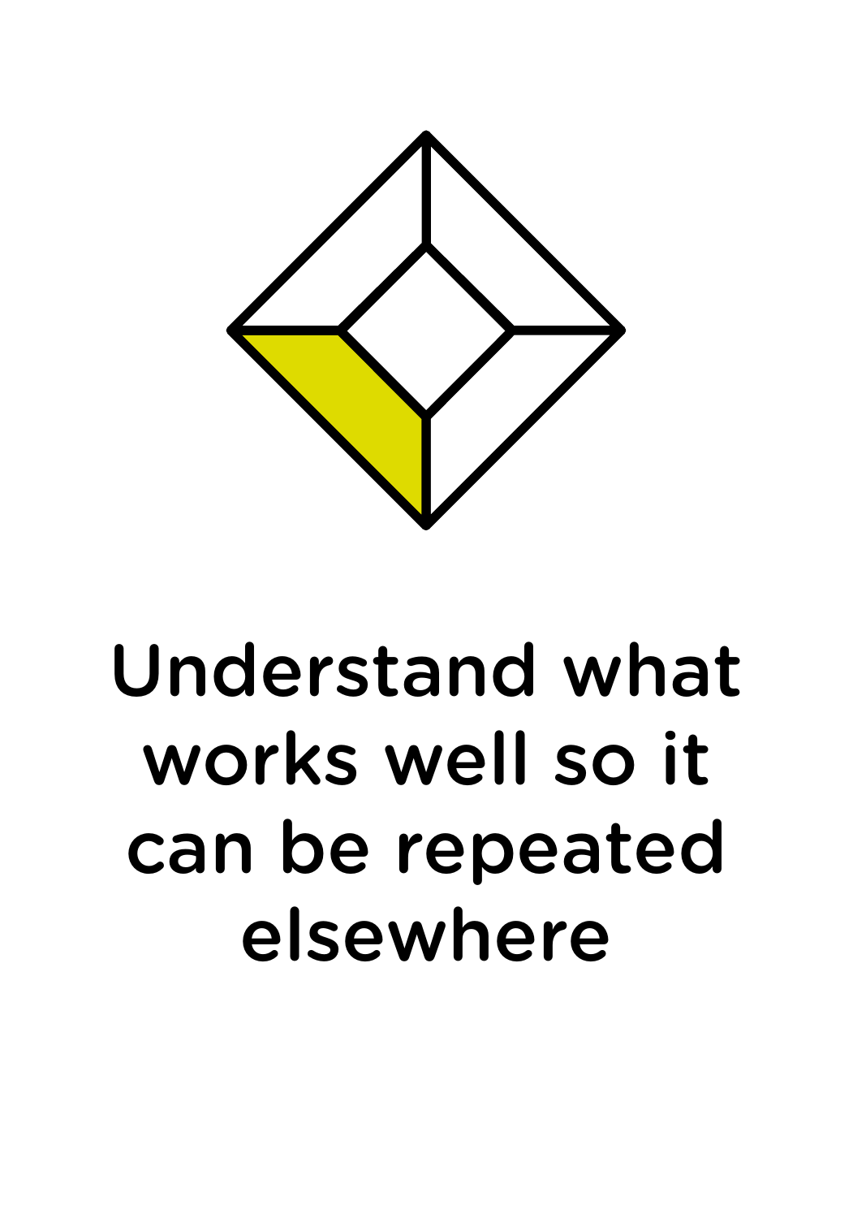Understand what works well so it can be repeated elsewhere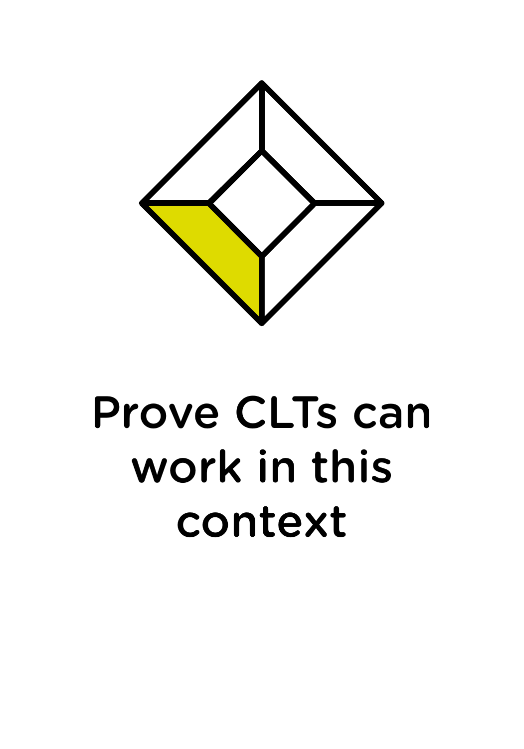# Prove CLTs can work in this context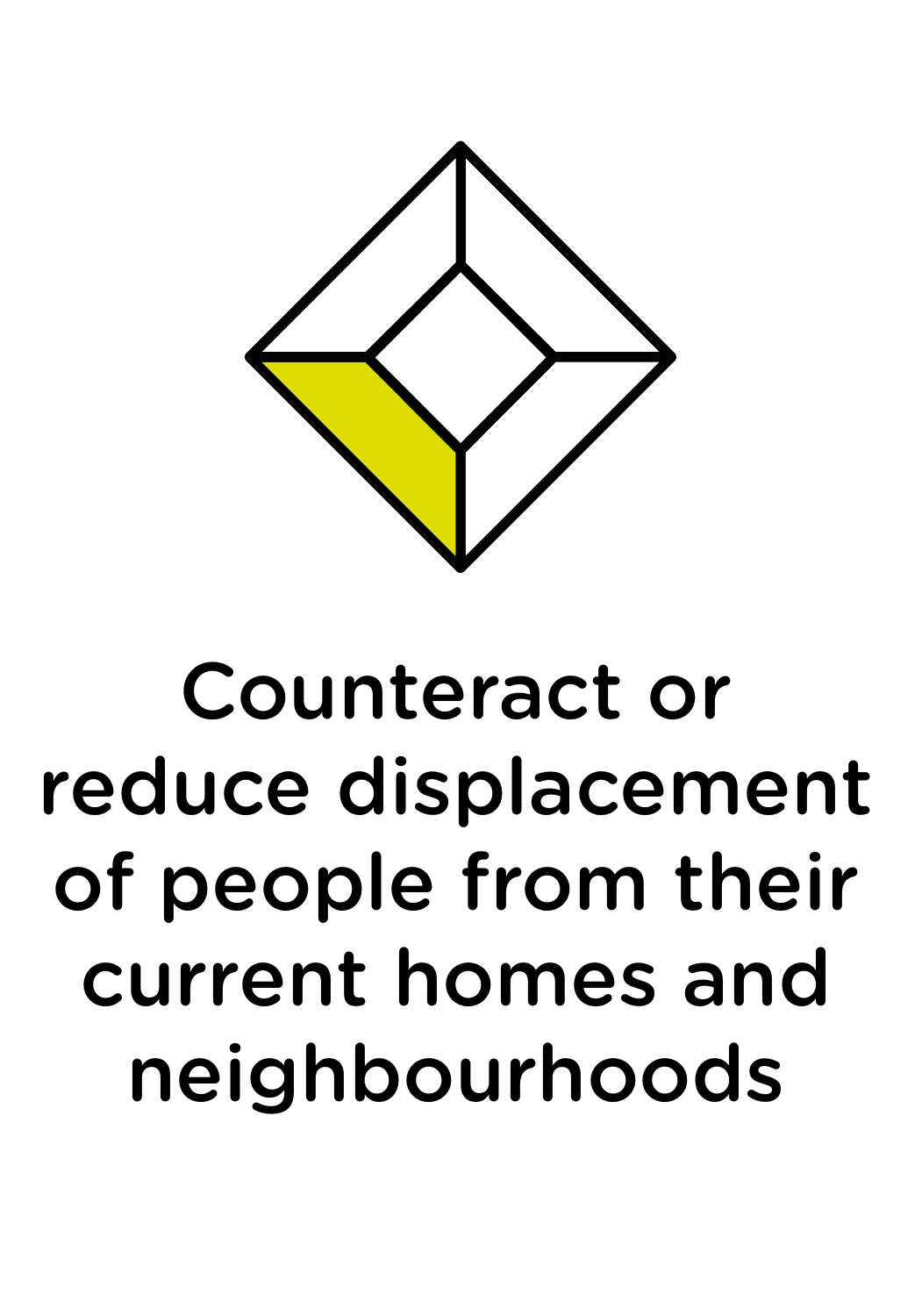Counteract or reduce displacement of people from their current homes and neighbourhoods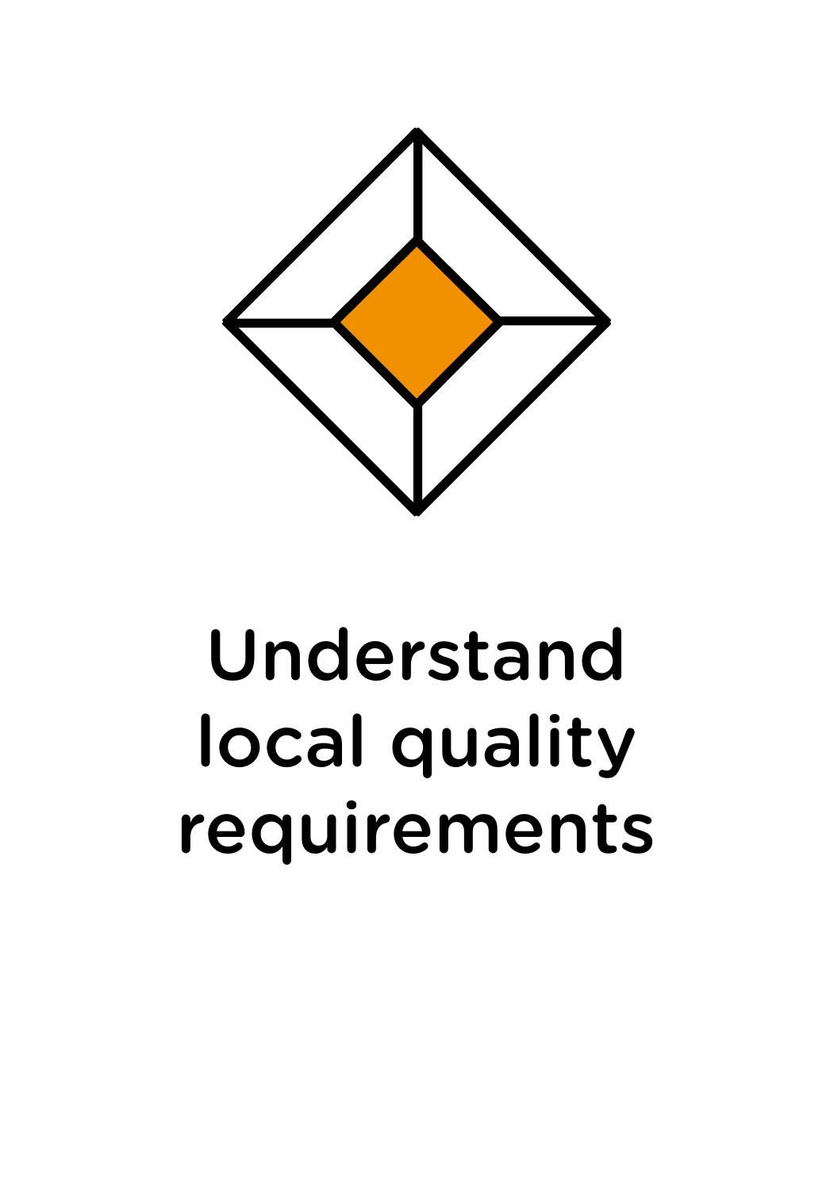# Understand local quality requirements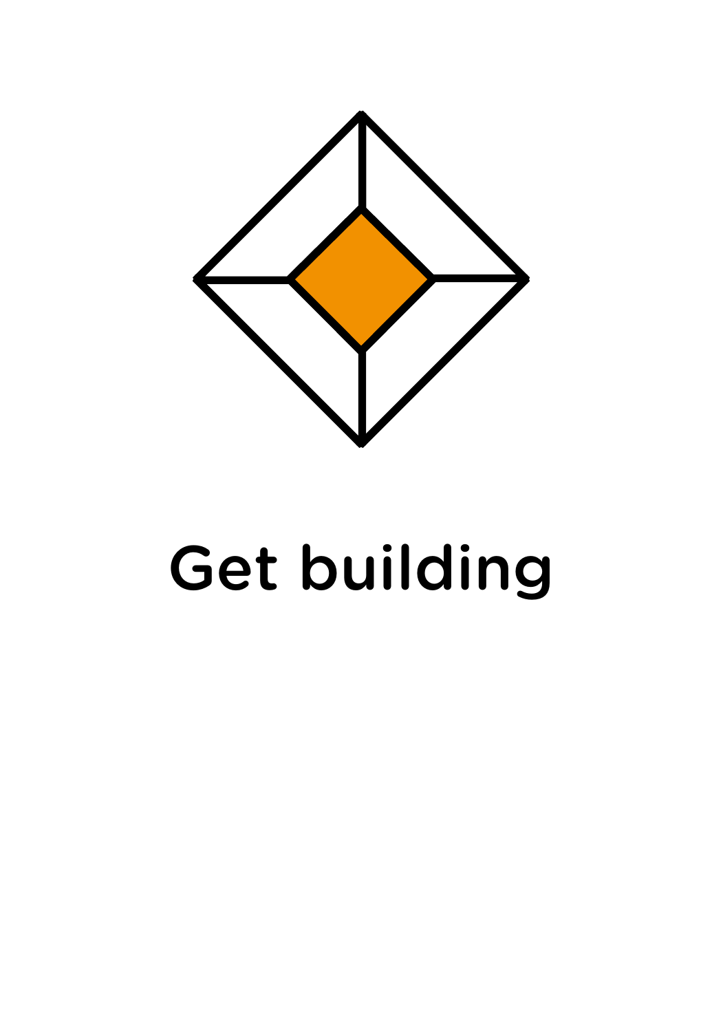# Get building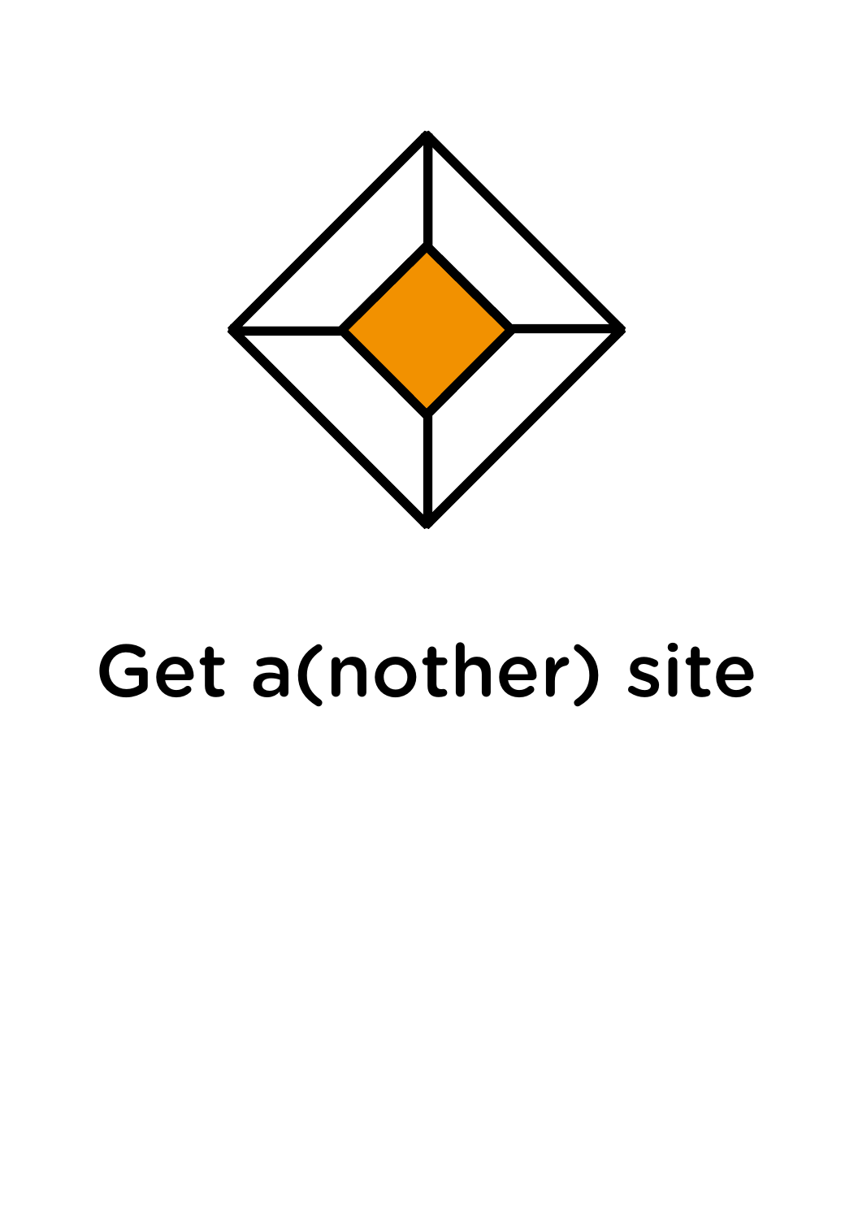# Get a(nother) site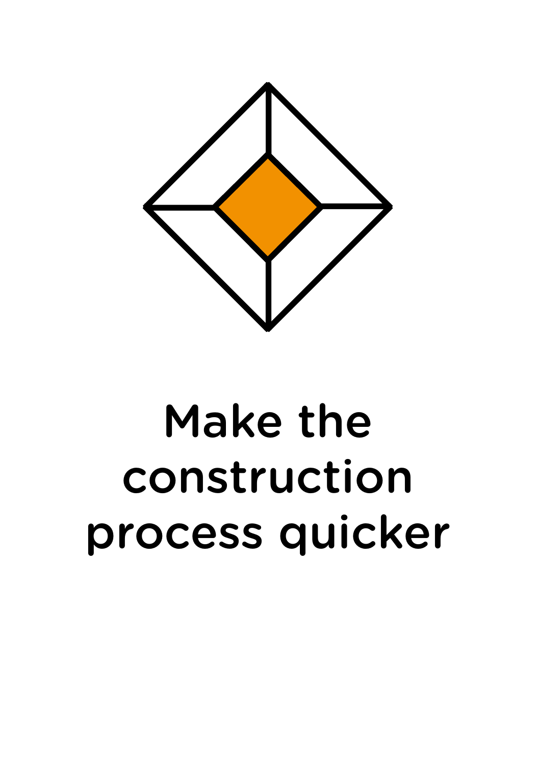# Make the construction process quicker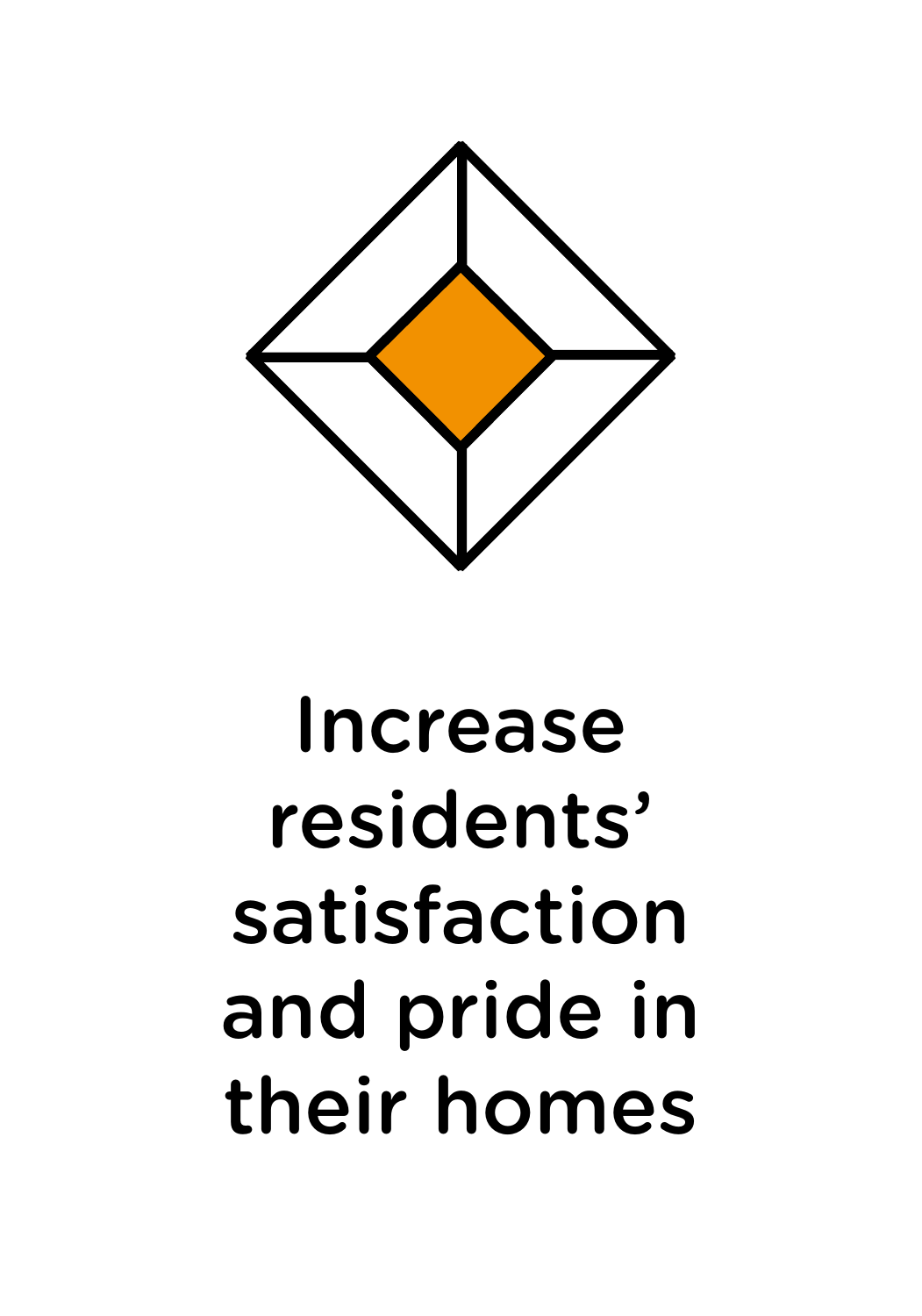Increase residents' satisfaction and pride in their homes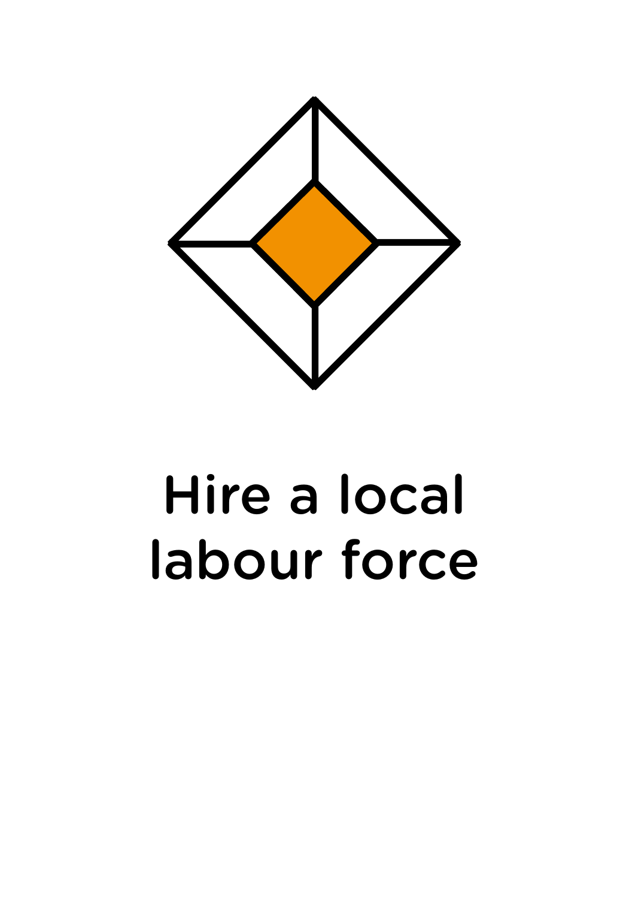# Hire a local labour force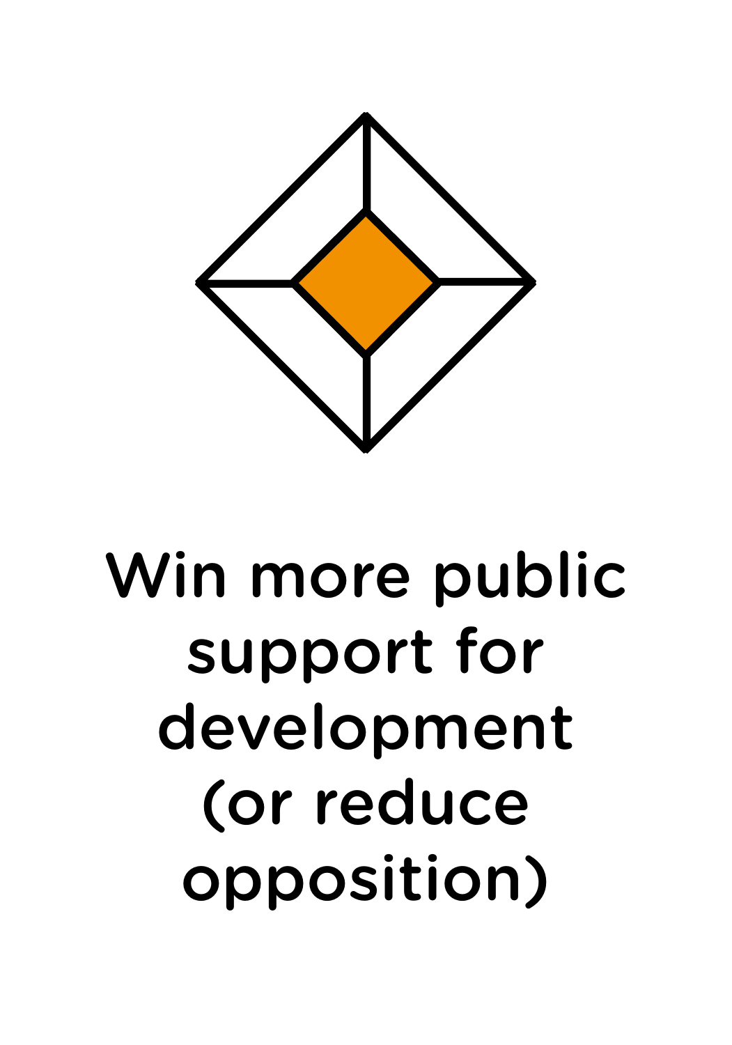Win more public support for development (or reduce opposition)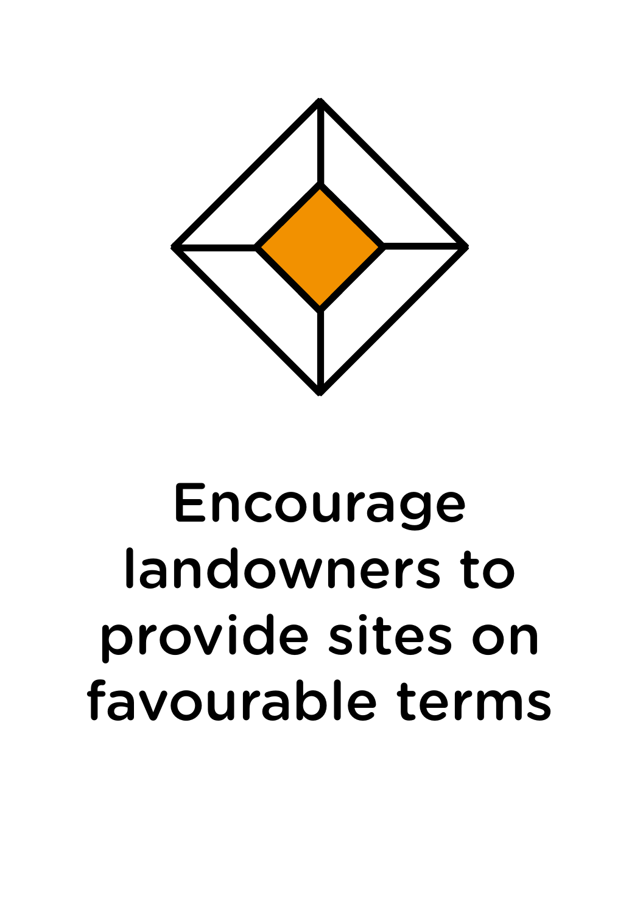Encourage landowners to provide sites on favourable terms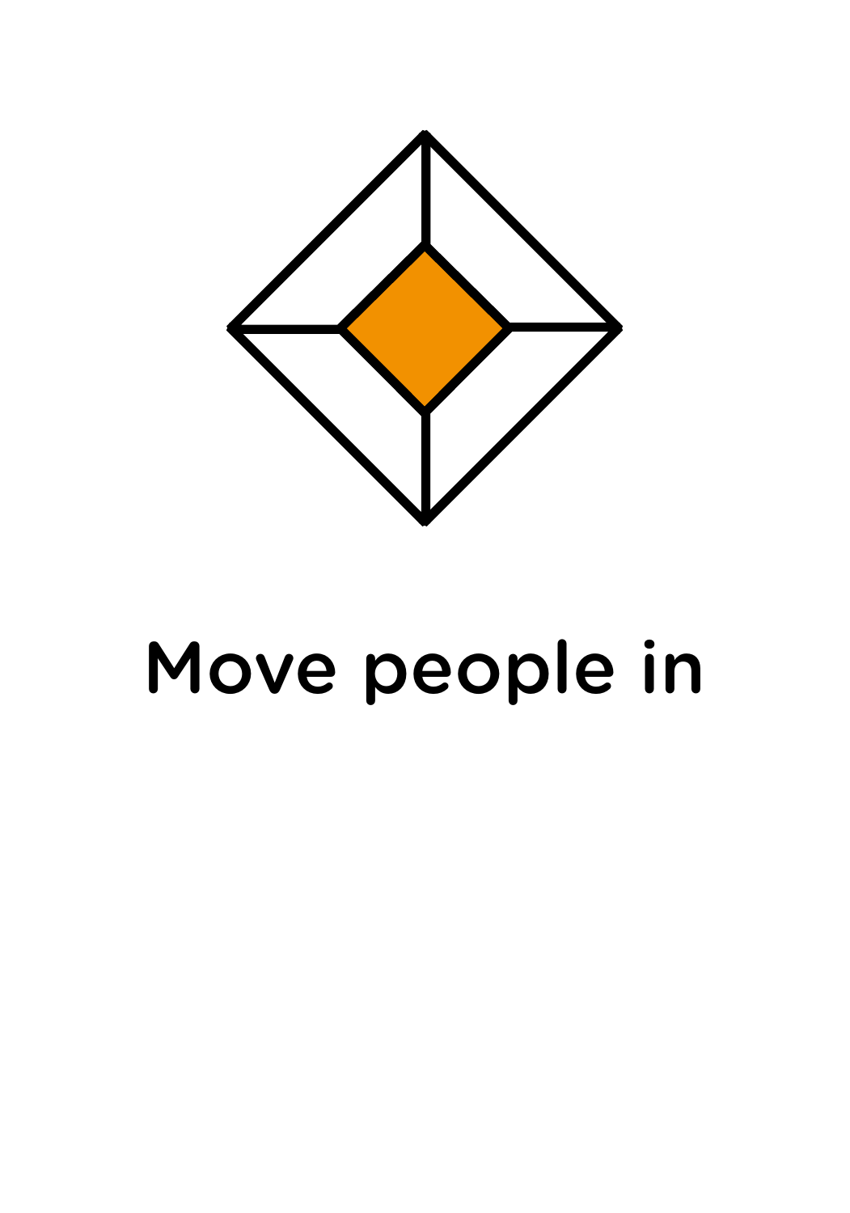# Move people in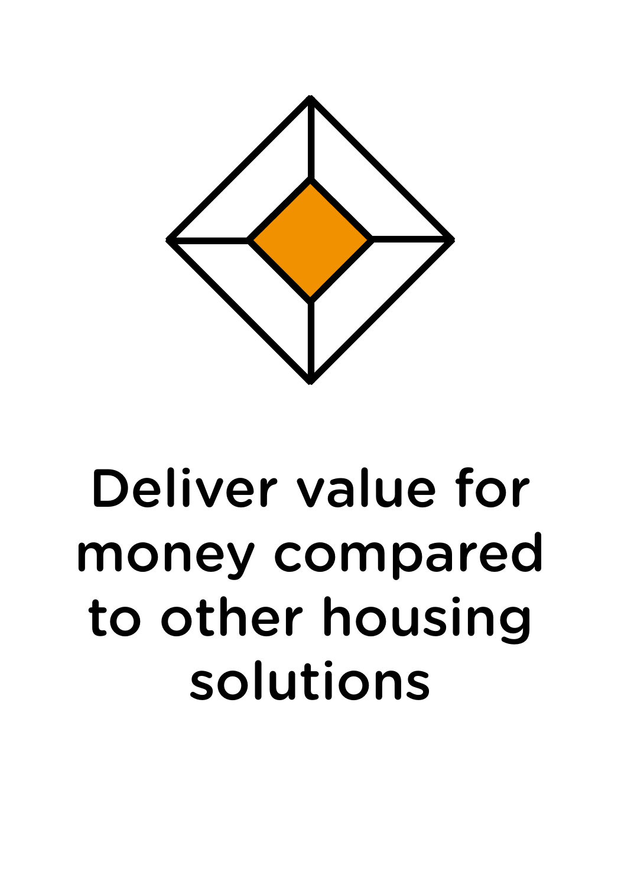Deliver value for money compared to other housing solutions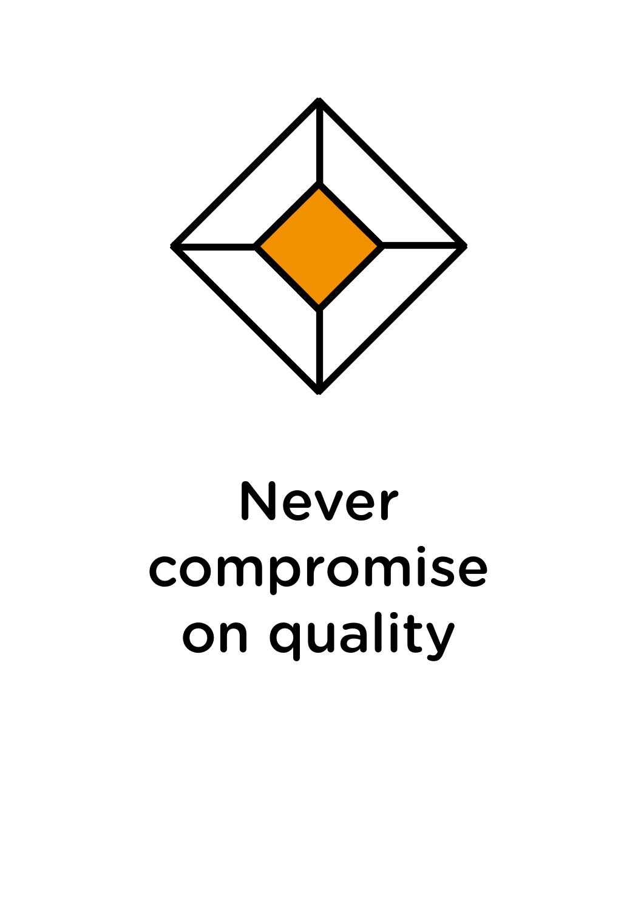Never compromise on quality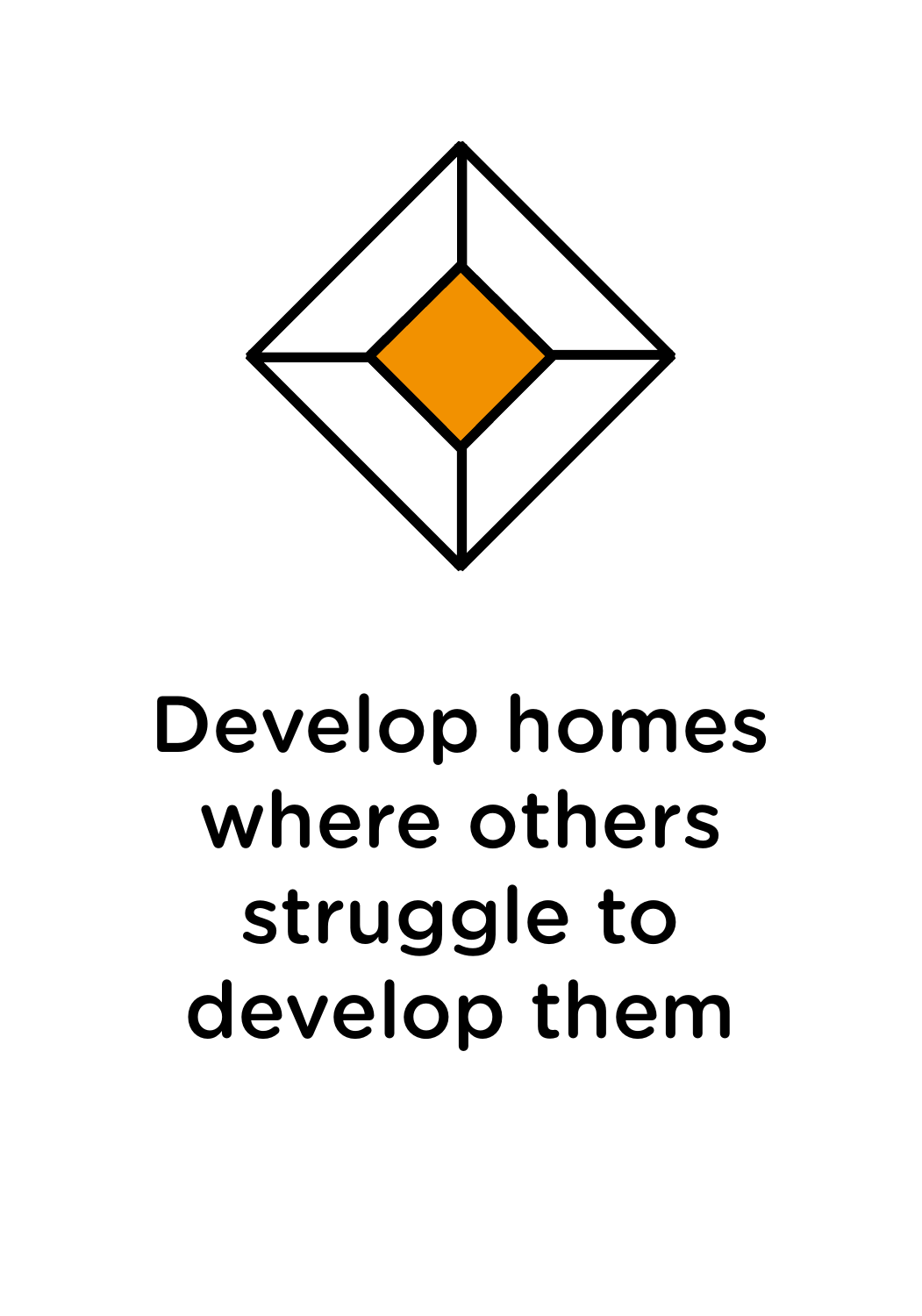Develop homes where others struggle to develop them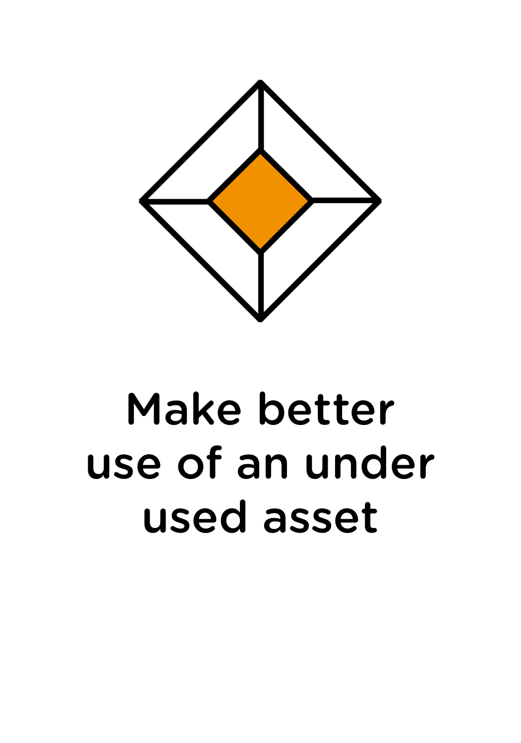# Make better use of an under used asset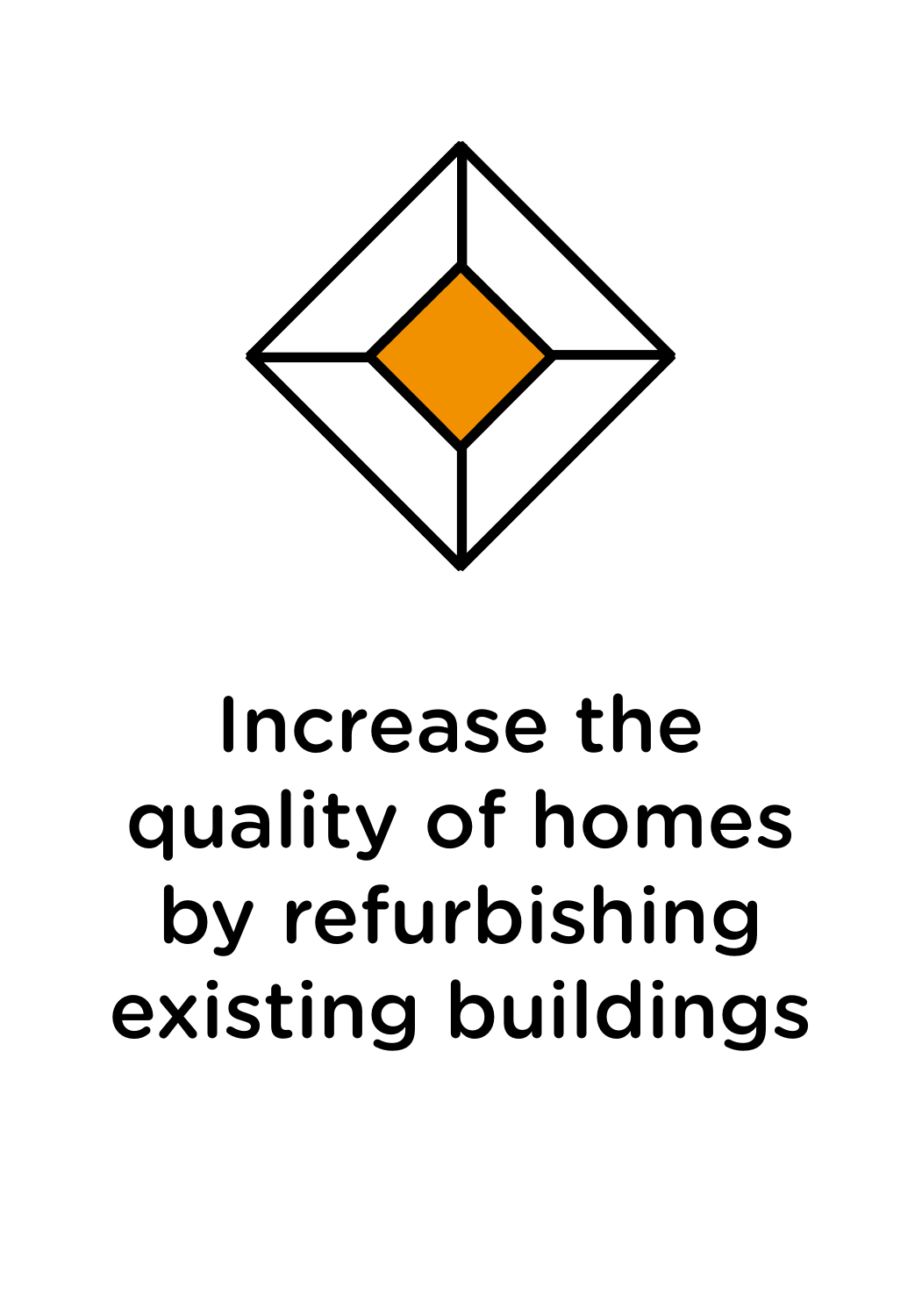Increase the quality of homes by refurbishing existing buildings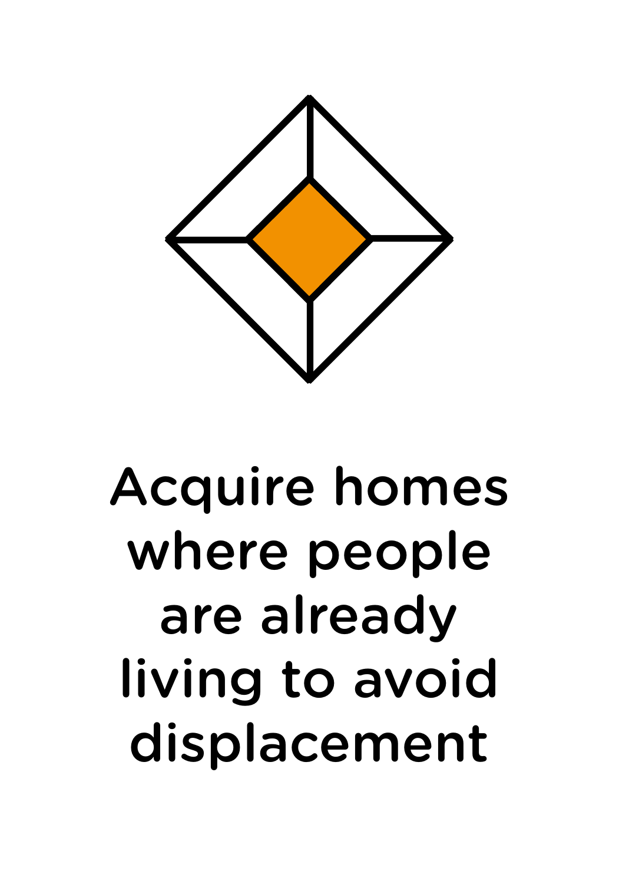Acquire homes where people are already living to avoid displacement